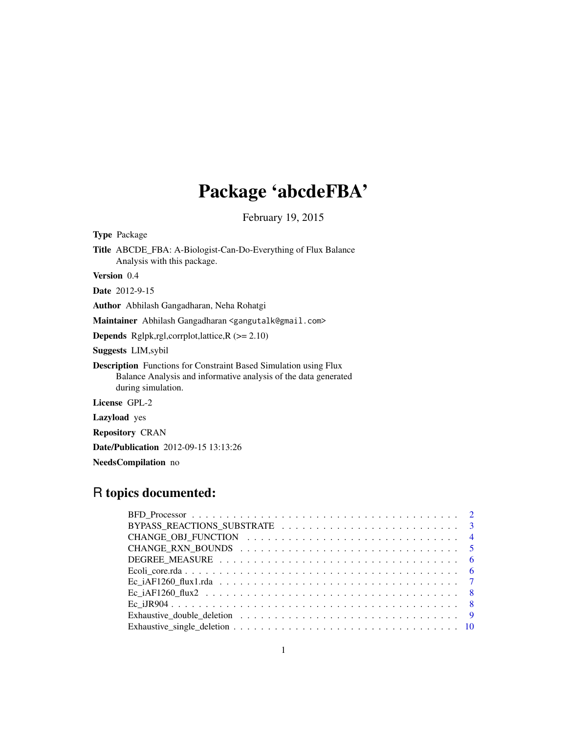# Package 'abcdeFBA'

February 19, 2015

**Type** Package

**Title** ABCDE_FBA: A-Biologist-Can-Do-Everything of Flux Balance Analysis with this package.

**Version** 0.4

**Date** 2012-9-15

**Author** Abhilash Gangadharan, Neha Rohatgi

**Maintainer** Abhilash Gangadharan <gangutalk@gmail.com>

**Depends** Rglpk,rgl,corrplot,lattice,R (>= 2.10)

**Suggests** LIM,sybil

**Description** Functions for Constraint Based Simulation using Flux Balance Analysis and informative analysis of the data generated during simulation.

**License** GPL-2

**Lazyload** yes

**Repository** CRAN

**Date/Publication** 2012-09-15 13:13:26

**NeedsCompilation** no

## R topics documented:

- BFD_Processor . . . . . . . . . . . . . . . . . . . . . . . . . . . . . . . . . . . . . . . . 2
- BYPASS_REACTIONS_SUBSTRATE . . . . . . . . . . . . . . . . . . . . . . . . . . . . . 3
- CHANGE_OBJ_FUNCTION . . . . . . . . . . . . . . . . . . . . . . . . . . . . . . . . . 4
- CHANGE_RXN_BOUNDS . . . . . . . . . . . . . . . . . . . . . . . . . . . . . . . . . . 5
- DEGREE_MEASURE . . . . . . . . . . . . . . . . . . . . . . . . . . . . . . . . . . . . 6
- Ecoli_core.rda . . . . . . . . . . . . . . . . . . . . . . . . . . . . . . . . . . . . . . 6
- Ec_iAF1260_flux1.rda . . . . . . . . . . . . . . . . . . . . . . . . . . . . . . . . . . . 7
- Ec_iAF1260_flux2 . . . . . . . . . . . . . . . . . . . . . . . . . . . . . . . . . . . . . 8
- Ec_iJR904 . . . . . . . . . . . . . . . . . . . . . . . . . . . . . . . . . . . . . . . . 8
- Exhaustive_double_deletion . . . . . . . . . . . . . . . . . . . . . . . . . . . . . . . . 9
- Exhaustive_single_deletion . . . . . . . . . . . . . . . . . . . . . . . . . . . . . . . . 10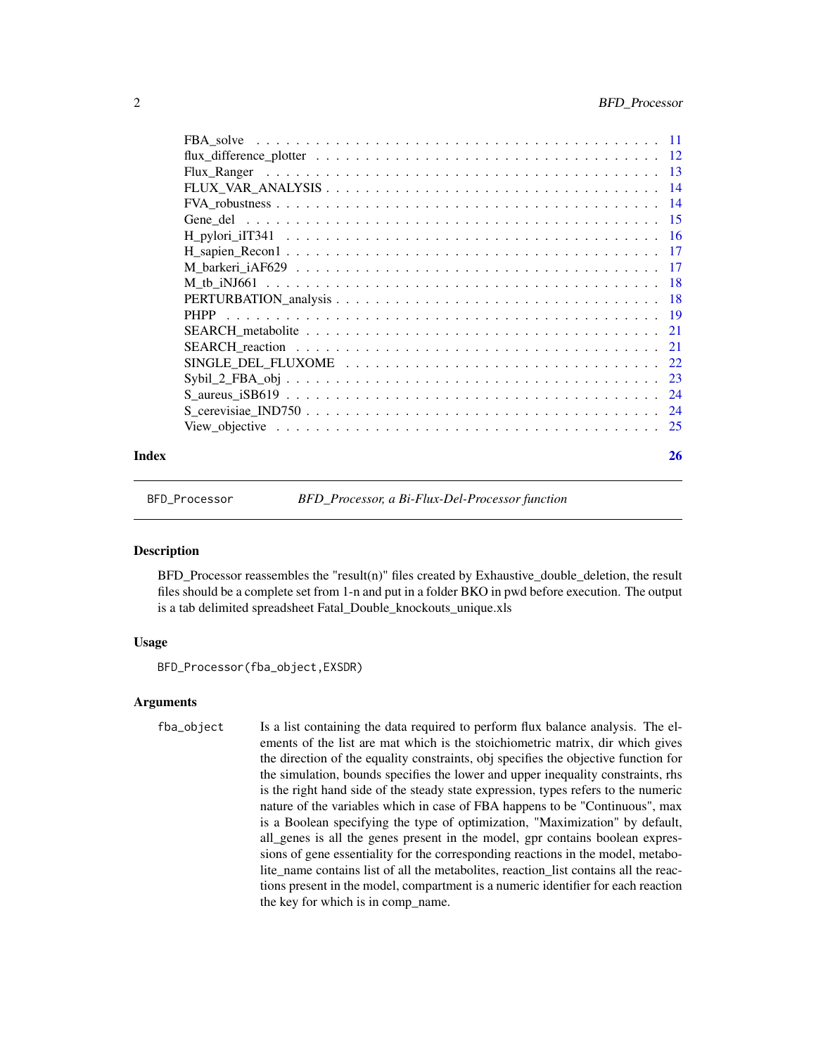FBA_solve . . . . . . . . . . . . . . . . . . . . . . . . . . . . . . . . . . . . . 11
flux_difference_plotter . . . . . . . . . . . . . . . . . . . . . . . . . . . . . . . 12
Flux_Ranger . . . . . . . . . . . . . . . . . . . . . . . . . . . . . . . . . . . . 13
FLUX_VAR_ANALYSIS . . . . . . . . . . . . . . . . . . . . . . . . . . . . . . . 14
FVA_robustness . . . . . . . . . . . . . . . . . . . . . . . . . . . . . . . . . . 14
Gene_del . . . . . . . . . . . . . . . . . . . . . . . . . . . . . . . . . . . . . . 15
H_pylori_iIT341 . . . . . . . . . . . . . . . . . . . . . . . . . . . . . . . . . . 16
H_sapien_Recon1 . . . . . . . . . . . . . . . . . . . . . . . . . . . . . . . . . 17
M_barkeri_iAF629 . . . . . . . . . . . . . . . . . . . . . . . . . . . . . . . . . 17
M_tb_iNJ661 . . . . . . . . . . . . . . . . . . . . . . . . . . . . . . . . . . . . 18
PERTURBATION_analysis . . . . . . . . . . . . . . . . . . . . . . . . . . . . . 18
PHPP . . . . . . . . . . . . . . . . . . . . . . . . . . . . . . . . . . . . . . . . 19
SEARCH_metabolite . . . . . . . . . . . . . . . . . . . . . . . . . . . . . . . . 21
SEARCH_reaction . . . . . . . . . . . . . . . . . . . . . . . . . . . . . . . . . 21
SINGLE_DEL_FLUXOME . . . . . . . . . . . . . . . . . . . . . . . . . . . . . . 22
Sybil_2_FBA_obj . . . . . . . . . . . . . . . . . . . . . . . . . . . . . . . . . . 23
S_aureus_iSB619 . . . . . . . . . . . . . . . . . . . . . . . . . . . . . . . . . . 24
S_cerevisiae_IND750 . . . . . . . . . . . . . . . . . . . . . . . . . . . . . . . . 24
View_objective . . . . . . . . . . . . . . . . . . . . . . . . . . . . . . . . . . . 25

**Index** **26**

---

## BFD_Processor — *BFD_Processor, a Bi-Flux-Del-Processor function*

### Description

BFD_Processor reassembles the "result(n)" files created by Exhaustive_double_deletion, the result files should be a complete set from 1-n and put in a folder BKO in pwd before execution. The output is a tab delimited spreadsheet Fatal_Double_knockouts_unique.xls

### Usage

```
BFD_Processor(fba_object,EXSDR)
```

### Arguments

`fba_object` Is a list containing the data required to perform flux balance analysis. The elements of the list are mat which is the stoichiometric matrix, dir which gives the direction of the equality constraints, obj specifies the objective function for the simulation, bounds specifies the lower and upper inequality constraints, rhs is the right hand side of the steady state expression, types refers to the numeric nature of the variables which in case of FBA happens to be "Continuous", max is a Boolean specifying the type of optimization, "Maximization" by default, all_genes is all the genes present in the model, gpr contains boolean expressions of gene essentiality for the corresponding reactions in the model, metabolite_name contains list of all the metabolites, reaction_list contains all the reactions present in the model, compartment is a numeric identifier for each reaction the key for which is in comp_name.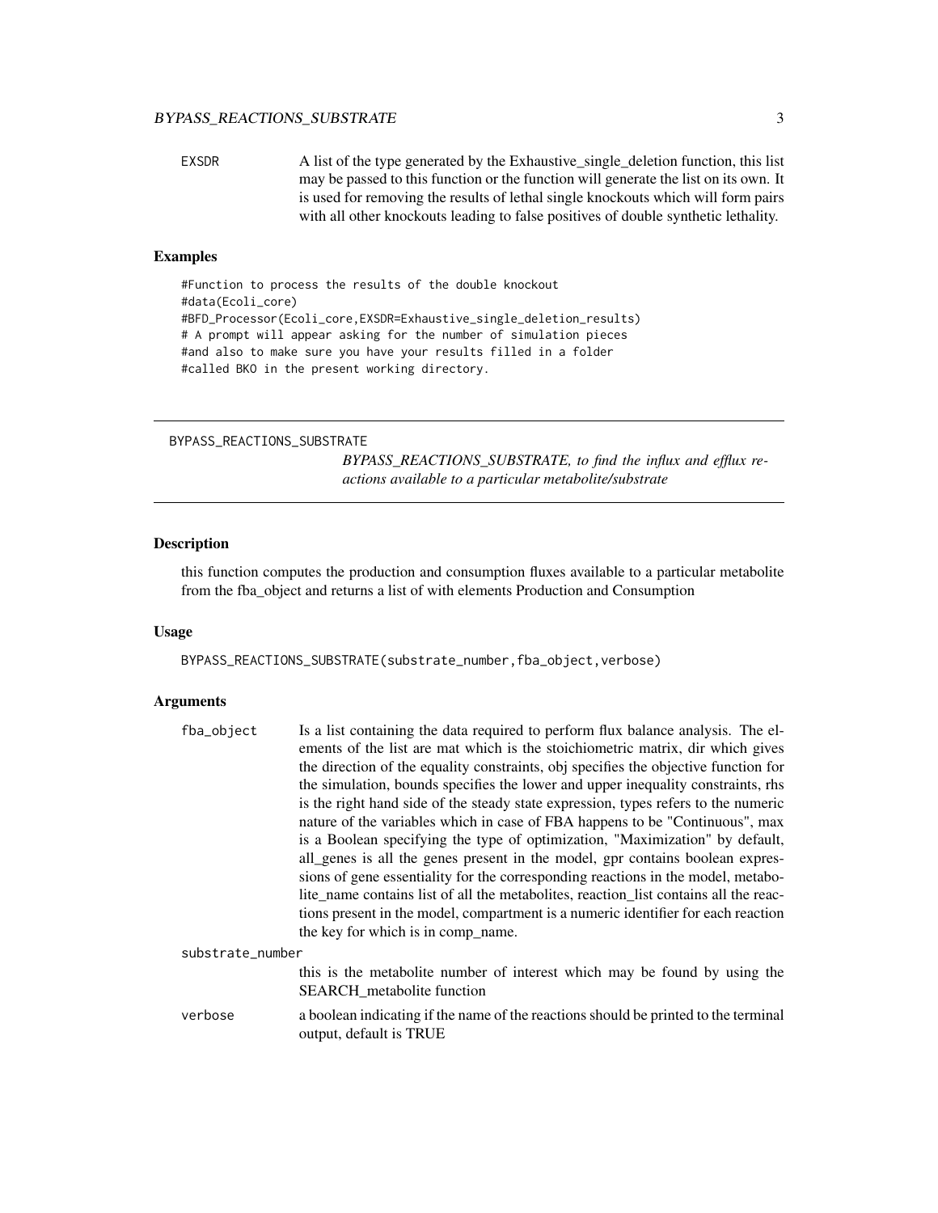EXSDR A list of the type generated by the Exhaustive_single_deletion function, this list may be passed to this function or the function will generate the list on its own. It is used for removing the results of lethal single knockouts which will form pairs with all other knockouts leading to false positives of double synthetic lethality.

### Examples

```
#Function to process the results of the double knockout
#data(Ecoli_core)
#BFD_Processor(Ecoli_core,EXSDR=Exhaustive_single_deletion_results)
# A prompt will appear asking for the number of simulation pieces
#and also to make sure you have your results filled in a folder
#called BKO in the present working directory.
```

---

## BYPASS_REACTIONS_SUBSTRATE

*BYPASS_REACTIONS_SUBSTRATE, to find the influx and efflux reactions available to a particular metabolite/substrate*

---

### Description

this function computes the production and consumption fluxes available to a particular metabolite from the fba_object and returns a list of with elements Production and Consumption

### Usage

```
BYPASS_REACTIONS_SUBSTRATE(substrate_number,fba_object,verbose)
```

### Arguments

fba_object Is a list containing the data required to perform flux balance analysis. The elements of the list are mat which is the stoichiometric matrix, dir which gives the direction of the equality constraints, obj specifies the objective function for the simulation, bounds specifies the lower and upper inequality constraints, rhs is the right hand side of the steady state expression, types refers to the numeric nature of the variables which in case of FBA happens to be "Continuous", max is a Boolean specifying the type of optimization, "Maximization" by default, all_genes is all the genes present in the model, gpr contains boolean expressions of gene essentiality for the corresponding reactions in the model, metabolite_name contains list of all the metabolites, reaction_list contains all the reactions present in the model, compartment is a numeric identifier for each reaction the key for which is in comp_name.

substrate_number this is the metabolite number of interest which may be found by using the SEARCH_metabolite function

verbose a boolean indicating if the name of the reactions should be printed to the terminal output, default is TRUE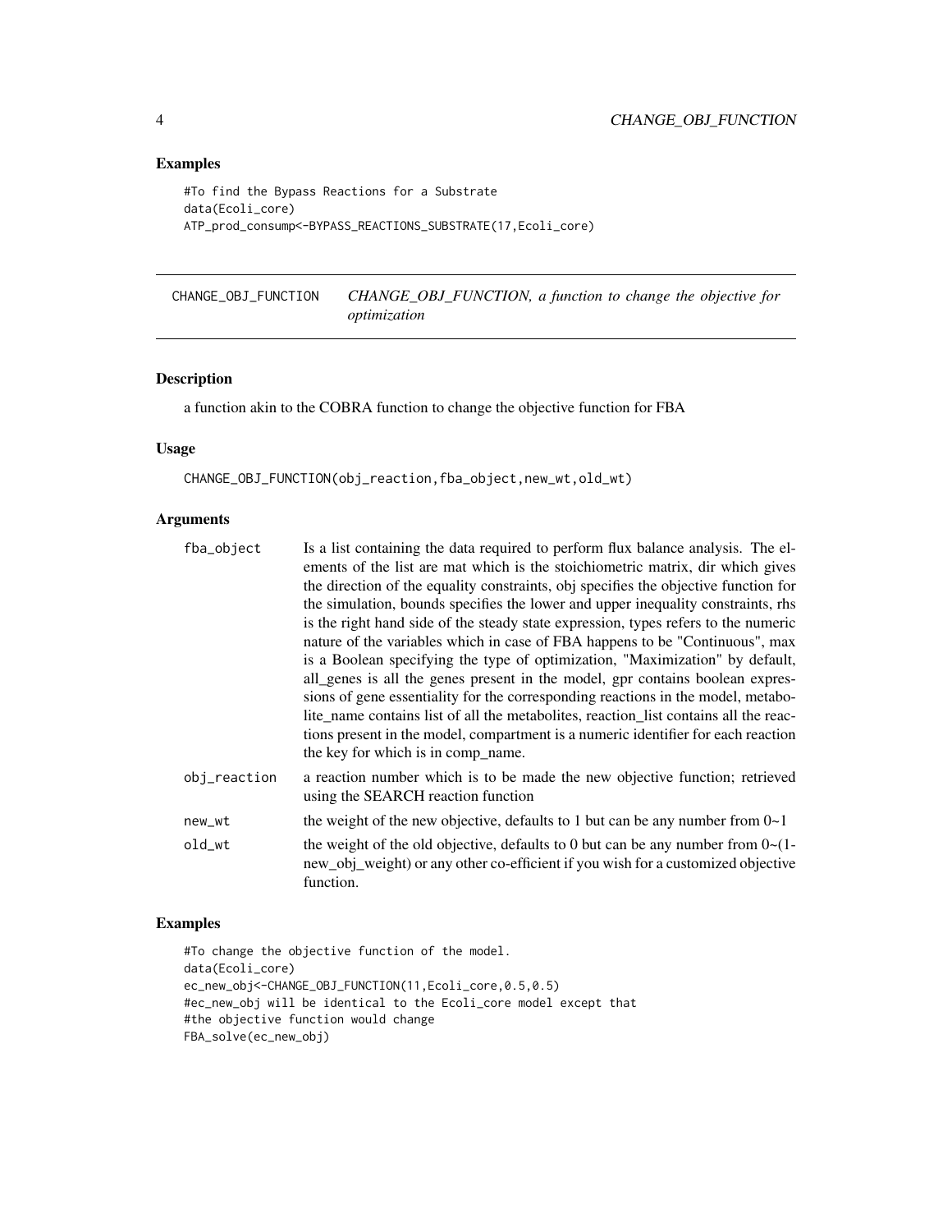### Examples

```
#To find the Bypass Reactions for a Substrate
data(Ecoli_core)
ATP_prod_consump<-BYPASS_REACTIONS_SUBSTRATE(17,Ecoli_core)
```

---

## CHANGE_OBJ_FUNCTION — *CHANGE_OBJ_FUNCTION, a function to change the objective for optimization*

---

### Description

a function akin to the COBRA function to change the objective function for FBA

### Usage

```
CHANGE_OBJ_FUNCTION(obj_reaction,fba_object,new_wt,old_wt)
```

### Arguments

| | |
|---|---|
| fba_object | Is a list containing the data required to perform flux balance analysis. The elements of the list are mat which is the stoichiometric matrix, dir which gives the direction of the equality constraints, obj specifies the objective function for the simulation, bounds specifies the lower and upper inequality constraints, rhs is the right hand side of the steady state expression, types refers to the numeric nature of the variables which in case of FBA happens to be "Continuous", max is a Boolean specifying the type of optimization, "Maximization" by default, all_genes is all the genes present in the model, gpr contains boolean expressions of gene essentiality for the corresponding reactions in the model, metabolite_name contains list of all the metabolites, reaction_list contains all the reactions present in the model, compartment is a numeric identifier for each reaction the key for which is in comp_name. |
| obj_reaction | a reaction number which is to be made the new objective function; retrieved using the SEARCH reaction function |
| new_wt | the weight of the new objective, defaults to 1 but can be any number from 0~1 |
| old_wt | the weight of the old objective, defaults to 0 but can be any number from 0~(1-new_obj_weight) or any other co-efficient if you wish for a customized objective function. |

### Examples

```
#To change the objective function of the model.
data(Ecoli_core)
ec_new_obj<-CHANGE_OBJ_FUNCTION(11,Ecoli_core,0.5,0.5)
#ec_new_obj will be identical to the Ecoli_core model except that
#the objective function would change
FBA_solve(ec_new_obj)
```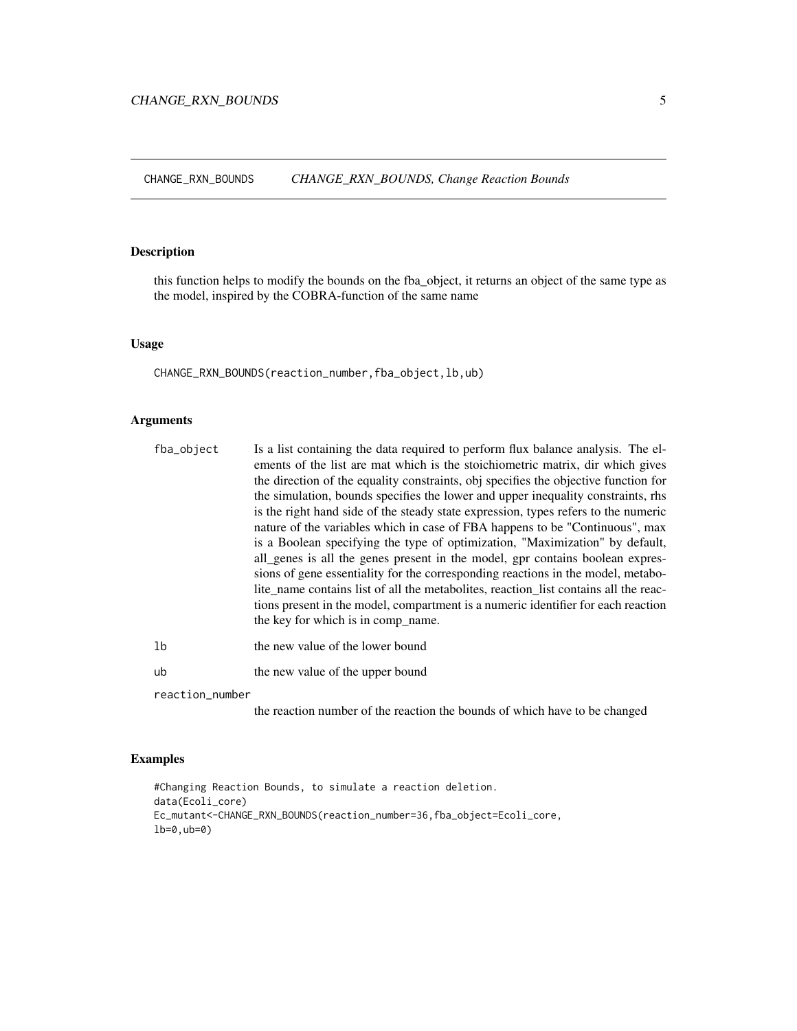## CHANGE_RXN_BOUNDS — *CHANGE_RXN_BOUNDS, Change Reaction Bounds*

### Description

this function helps to modify the bounds on the fba_object, it returns an object of the same type as the model, inspired by the COBRA-function of the same name

### Usage

```
CHANGE_RXN_BOUNDS(reaction_number,fba_object,lb,ub)
```

### Arguments

`fba_object` Is a list containing the data required to perform flux balance analysis. The elements of the list are mat which is the stoichiometric matrix, dir which gives the direction of the equality constraints, obj specifies the objective function for the simulation, bounds specifies the lower and upper inequality constraints, rhs is the right hand side of the steady state expression, types refers to the numeric nature of the variables which in case of FBA happens to be "Continuous", max is a Boolean specifying the type of optimization, "Maximization" by default, all_genes is all the genes present in the model, gpr contains boolean expressions of gene essentiality for the corresponding reactions in the model, metabolite_name contains list of all the metabolites, reaction_list contains all the reactions present in the model, compartment is a numeric identifier for each reaction the key for which is in comp_name.

`lb` the new value of the lower bound

`ub` the new value of the upper bound

`reaction_number` the reaction number of the reaction the bounds of which have to be changed

### Examples

```
#Changing Reaction Bounds, to simulate a reaction deletion.
data(Ecoli_core)
Ec_mutant<-CHANGE_RXN_BOUNDS(reaction_number=36,fba_object=Ecoli_core,
lb=0,ub=0)
```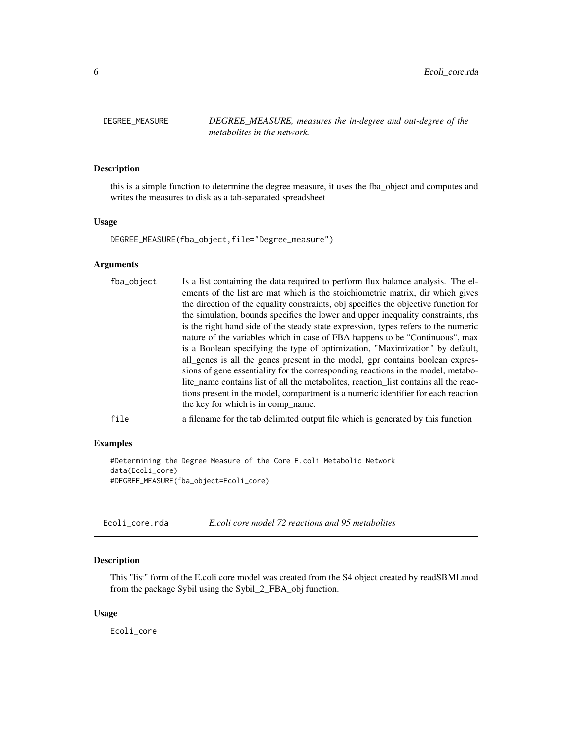## DEGREE_MEASURE — *DEGREE_MEASURE, measures the in-degree and out-degree of the metabolites in the network.*

### Description

this is a simple function to determine the degree measure, it uses the fba_object and computes and writes the measures to disk as a tab-separated spreadsheet

### Usage

```
DEGREE_MEASURE(fba_object,file="Degree_measure")
```

### Arguments

| | |
|---|---|
| fba_object | Is a list containing the data required to perform flux balance analysis. The elements of the list are mat which is the stoichiometric matrix, dir which gives the direction of the equality constraints, obj specifies the objective function for the simulation, bounds specifies the lower and upper inequality constraints, rhs is the right hand side of the steady state expression, types refers to the numeric nature of the variables which in case of FBA happens to be "Continuous", max is a Boolean specifying the type of optimization, "Maximization" by default, all_genes is all the genes present in the model, gpr contains boolean expressions of gene essentiality for the corresponding reactions in the model, metabolite_name contains list of all the metabolites, reaction_list contains all the reactions present in the model, compartment is a numeric identifier for each reaction the key for which is in comp_name. |
| file | a filename for the tab delimited output file which is generated by this function |

### Examples

```
#Determining the Degree Measure of the Core E.coli Metabolic Network
data(Ecoli_core)
#DEGREE_MEASURE(fba_object=Ecoli_core)
```

## Ecoli_core.rda — *E.coli core model 72 reactions and 95 metabolites*

### Description

This "list" form of the E.coli core model was created from the S4 object created by readSBMLmod from the package Sybil using the Sybil_2_FBA_obj function.

### Usage

```
Ecoli_core
```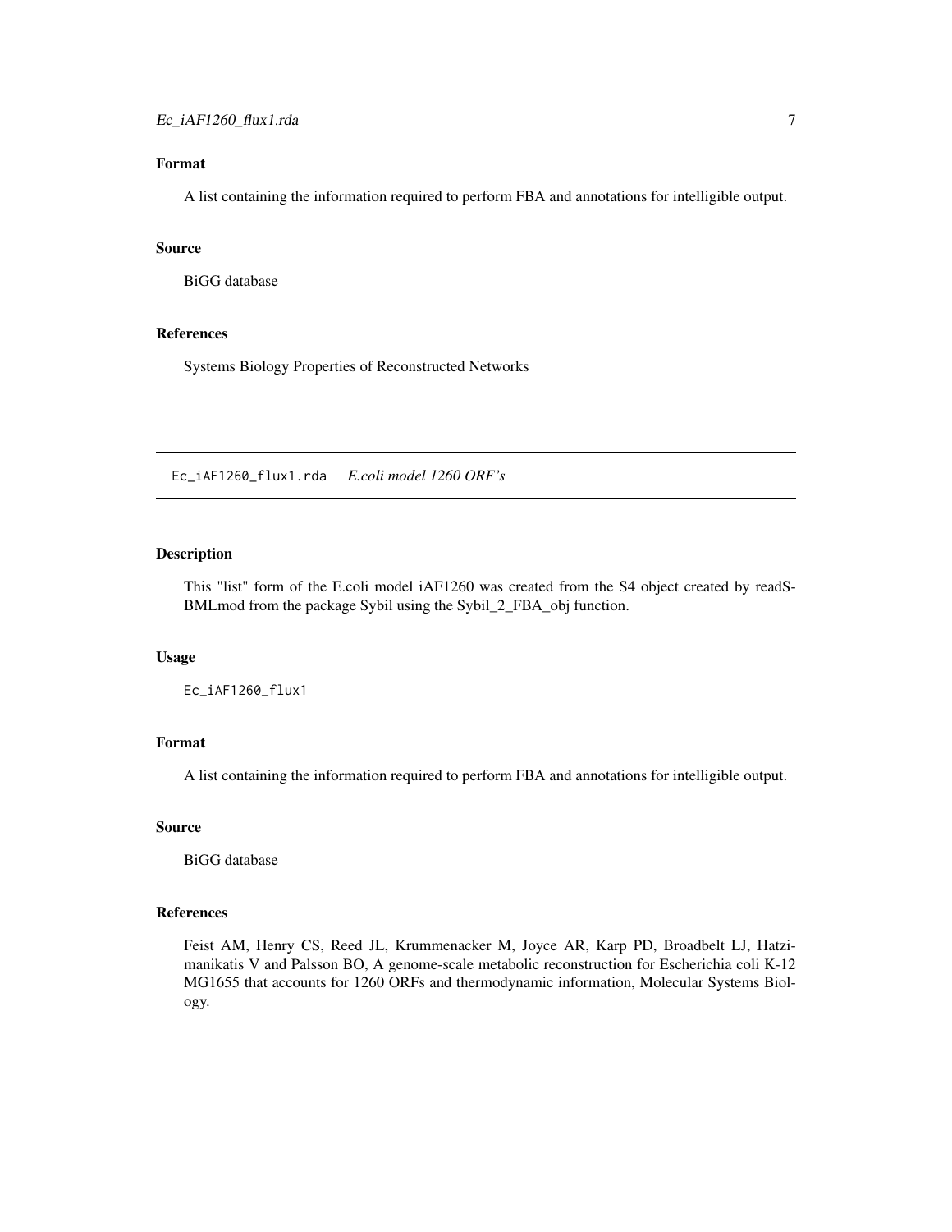### Format

A list containing the information required to perform FBA and annotations for intelligible output.

### Source

BiGG database

### References

Systems Biology Properties of Reconstructed Networks

---

## Ec_iAF1260_flux1.rda *E.coli model 1260 ORF's*

### Description

This "list" form of the E.coli model iAF1260 was created from the S4 object created by readSBMLmod from the package Sybil using the Sybil_2_FBA_obj function.

### Usage

```
Ec_iAF1260_flux1
```

### Format

A list containing the information required to perform FBA and annotations for intelligible output.

### Source

BiGG database

### References

Feist AM, Henry CS, Reed JL, Krummenacker M, Joyce AR, Karp PD, Broadbelt LJ, Hatzimanikatis V and Palsson BO, A genome-scale metabolic reconstruction for Escherichia coli K-12 MG1655 that accounts for 1260 ORFs and thermodynamic information, Molecular Systems Biology.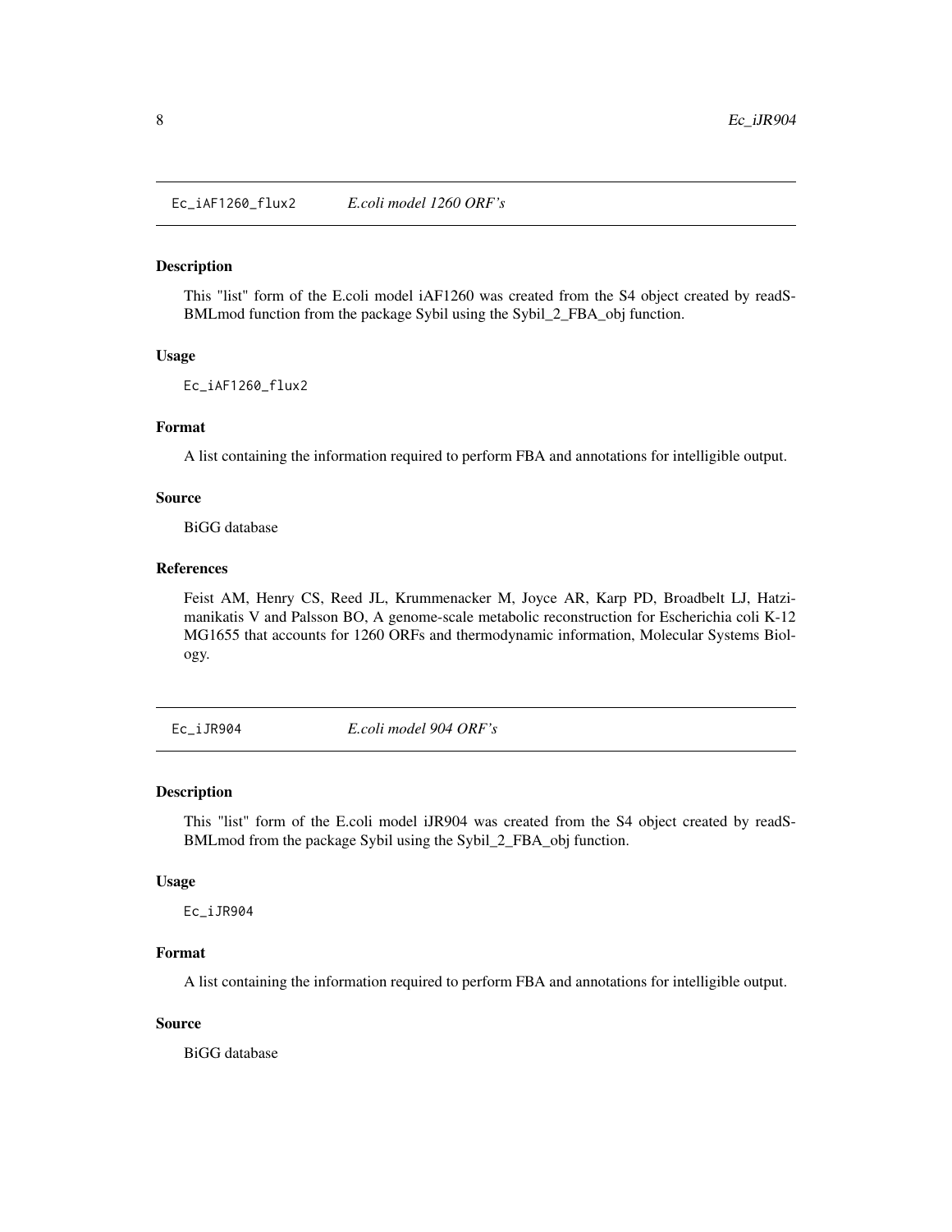## Ec_iAF1260_flux2 — *E.coli model 1260 ORF's*

### Description

This "list" form of the E.coli model iAF1260 was created from the S4 object created by readSBMLmod function from the package Sybil using the Sybil_2_FBA_obj function.

### Usage

```
Ec_iAF1260_flux2
```

### Format

A list containing the information required to perform FBA and annotations for intelligible output.

### Source

BiGG database

### References

Feist AM, Henry CS, Reed JL, Krummenacker M, Joyce AR, Karp PD, Broadbelt LJ, Hatzimanikatis V and Palsson BO, A genome-scale metabolic reconstruction for Escherichia coli K-12 MG1655 that accounts for 1260 ORFs and thermodynamic information, Molecular Systems Biology.

## Ec_iJR904 — *E.coli model 904 ORF's*

### Description

This "list" form of the E.coli model iJR904 was created from the S4 object created by readSBMLmod from the package Sybil using the Sybil_2_FBA_obj function.

### Usage

```
Ec_iJR904
```

### Format

A list containing the information required to perform FBA and annotations for intelligible output.

### Source

BiGG database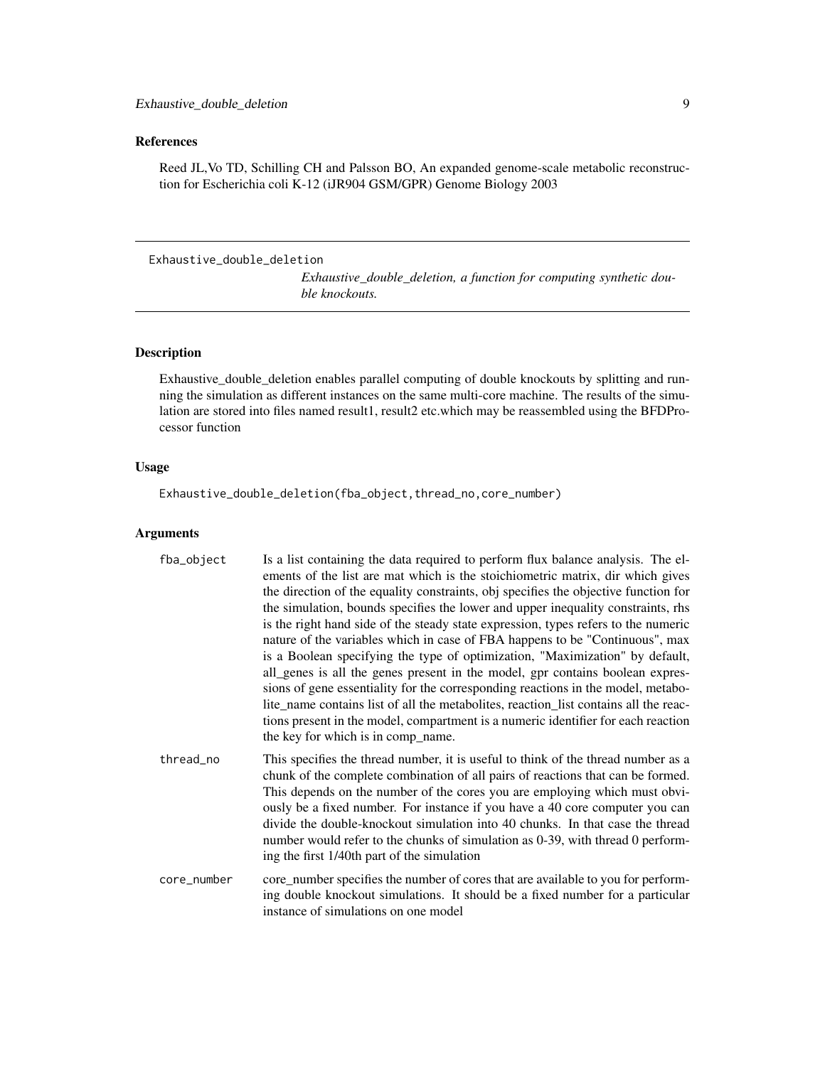### References

Reed JL,Vo TD, Schilling CH and Palsson BO, An expanded genome-scale metabolic reconstruction for Escherichia coli K-12 (iJR904 GSM/GPR) Genome Biology 2003

---

## Exhaustive_double_deletion

*Exhaustive_double_deletion, a function for computing synthetic double knockouts.*

---

### Description

Exhaustive_double_deletion enables parallel computing of double knockouts by splitting and running the simulation as different instances on the same multi-core machine. The results of the simulation are stored into files named result1, result2 etc.which may be reassembled using the BFDProcessor function

### Usage

```
Exhaustive_double_deletion(fba_object,thread_no,core_number)
```

### Arguments

| | |
|---|---|
| fba_object | Is a list containing the data required to perform flux balance analysis. The elements of the list are mat which is the stoichiometric matrix, dir which gives the direction of the equality constraints, obj specifies the objective function for the simulation, bounds specifies the lower and upper inequality constraints, rhs is the right hand side of the steady state expression, types refers to the numeric nature of the variables which in case of FBA happens to be "Continuous", max is a Boolean specifying the type of optimization, "Maximization" by default, all_genes is all the genes present in the model, gpr contains boolean expressions of gene essentiality for the corresponding reactions in the model, metabolite_name contains list of all the metabolites, reaction_list contains all the reactions present in the model, compartment is a numeric identifier for each reaction the key for which is in comp_name. |
| thread_no | This specifies the thread number, it is useful to think of the thread number as a chunk of the complete combination of all pairs of reactions that can be formed. This depends on the number of the cores you are employing which must obviously be a fixed number. For instance if you have a 40 core computer you can divide the double-knockout simulation into 40 chunks. In that case the thread number would refer to the chunks of simulation as 0-39, with thread 0 performing the first 1/40th part of the simulation |
| core_number | core_number specifies the number of cores that are available to you for performing double knockout simulations. It should be a fixed number for a particular instance of simulations on one model |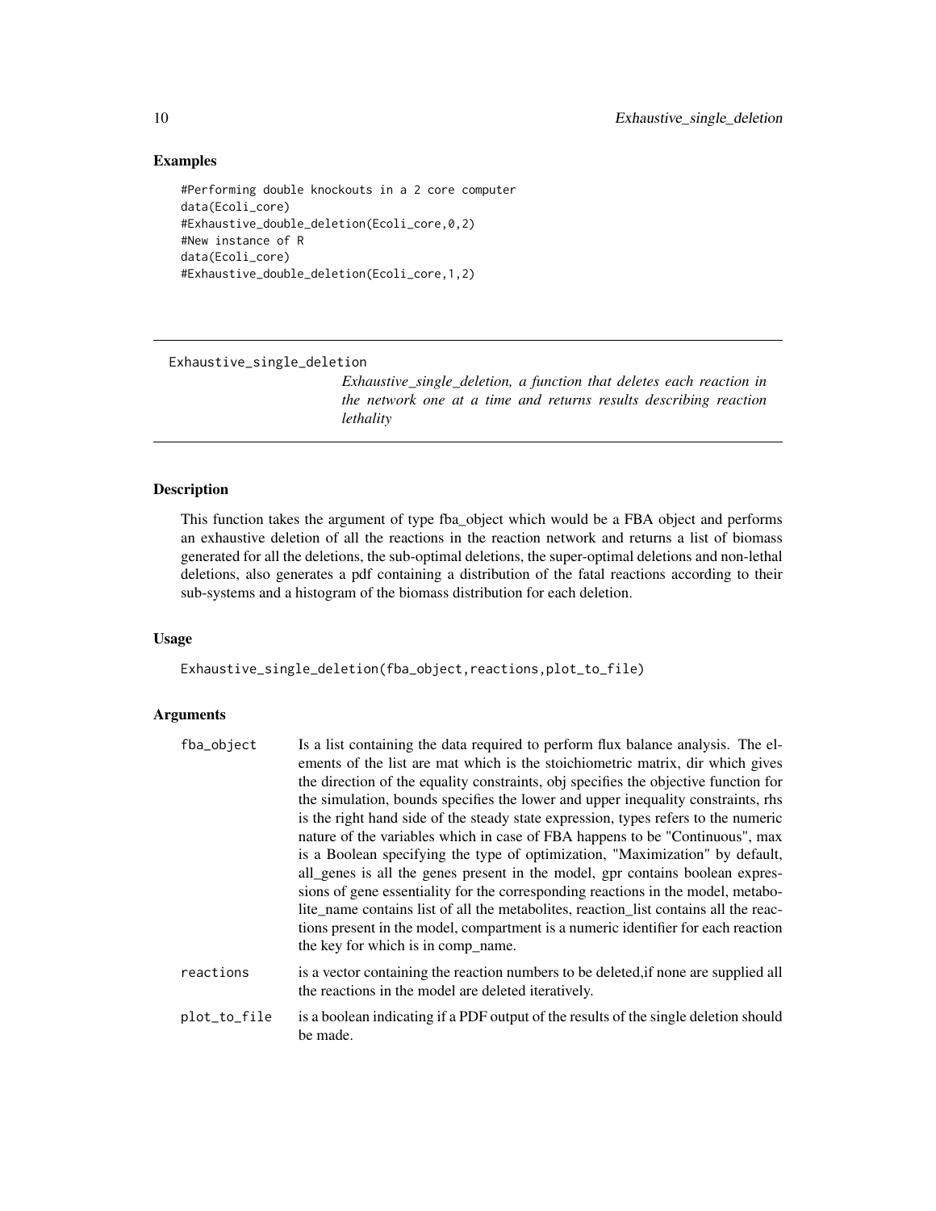## Examples

```
#Performing double knockouts in a 2 core computer
data(Ecoli_core)
#Exhaustive_double_deletion(Ecoli_core,0,2)
#New instance of R
data(Ecoli_core)
#Exhaustive_double_deletion(Ecoli_core,1,2)
```

---

# Exhaustive_single_deletion

*Exhaustive_single_deletion, a function that deletes each reaction in the network one at a time and returns results describing reaction lethality*

---

## Description

This function takes the argument of type fba_object which would be a FBA object and performs an exhaustive deletion of all the reactions in the reaction network and returns a list of biomass generated for all the deletions, the sub-optimal deletions, the super-optimal deletions and non-lethal deletions, also generates a pdf containing a distribution of the fatal reactions according to their sub-systems and a histogram of the biomass distribution for each deletion.

## Usage

```
Exhaustive_single_deletion(fba_object,reactions,plot_to_file)
```

## Arguments

| | |
|---|---|
| fba_object | Is a list containing the data required to perform flux balance analysis. The elements of the list are mat which is the stoichiometric matrix, dir which gives the direction of the equality constraints, obj specifies the objective function for the simulation, bounds specifies the lower and upper inequality constraints, rhs is the right hand side of the steady state expression, types refers to the numeric nature of the variables which in case of FBA happens to be "Continuous", max is a Boolean specifying the type of optimization, "Maximization" by default, all_genes is all the genes present in the model, gpr contains boolean expressions of gene essentiality for the corresponding reactions in the model, metabolite_name contains list of all the metabolites, reaction_list contains all the reactions present in the model, compartment is a numeric identifier for each reaction the key for which is in comp_name. |
| reactions | is a vector containing the reaction numbers to be deleted,if none are supplied all the reactions in the model are deleted iteratively. |
| plot_to_file | is a boolean indicating if a PDF output of the results of the single deletion should be made. |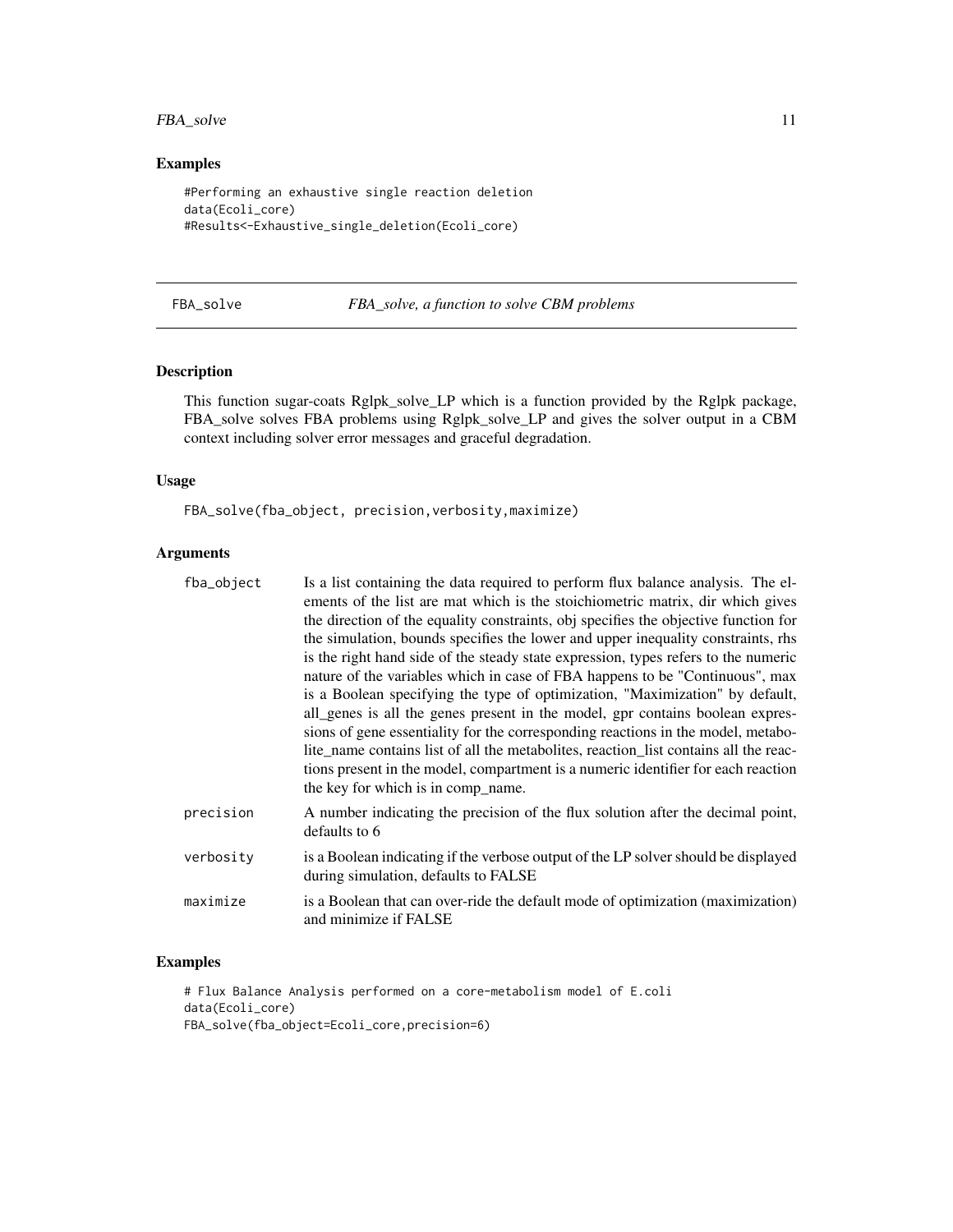## Examples

```
#Performing an exhaustive single reaction deletion
data(Ecoli_core)
#Results<-Exhaustive_single_deletion(Ecoli_core)
```

---

# FBA_solve — *FBA_solve, a function to solve CBM problems*

---

## Description

This function sugar-coats Rglpk_solve_LP which is a function provided by the Rglpk package, FBA_solve solves FBA problems using Rglpk_solve_LP and gives the solver output in a CBM context including solver error messages and graceful degradation.

## Usage

```
FBA_solve(fba_object, precision,verbosity,maximize)
```

## Arguments

| | |
|---|---|
| `fba_object` | Is a list containing the data required to perform flux balance analysis. The elements of the list are mat which is the stoichiometric matrix, dir which gives the direction of the equality constraints, obj specifies the objective function for the simulation, bounds specifies the lower and upper inequality constraints, rhs is the right hand side of the steady state expression, types refers to the numeric nature of the variables which in case of FBA happens to be "Continuous", max is a Boolean specifying the type of optimization, "Maximization" by default, all_genes is all the genes present in the model, gpr contains boolean expressions of gene essentiality for the corresponding reactions in the model, metabolite_name contains list of all the metabolites, reaction_list contains all the reactions present in the model, compartment is a numeric identifier for each reaction the key for which is in comp_name. |
| `precision` | A number indicating the precision of the flux solution after the decimal point, defaults to 6 |
| `verbosity` | is a Boolean indicating if the verbose output of the LP solver should be displayed during simulation, defaults to FALSE |
| `maximize` | is a Boolean that can over-ride the default mode of optimization (maximization) and minimize if FALSE |

## Examples

```
# Flux Balance Analysis performed on a core-metabolism model of E.coli
data(Ecoli_core)
FBA_solve(fba_object=Ecoli_core,precision=6)
```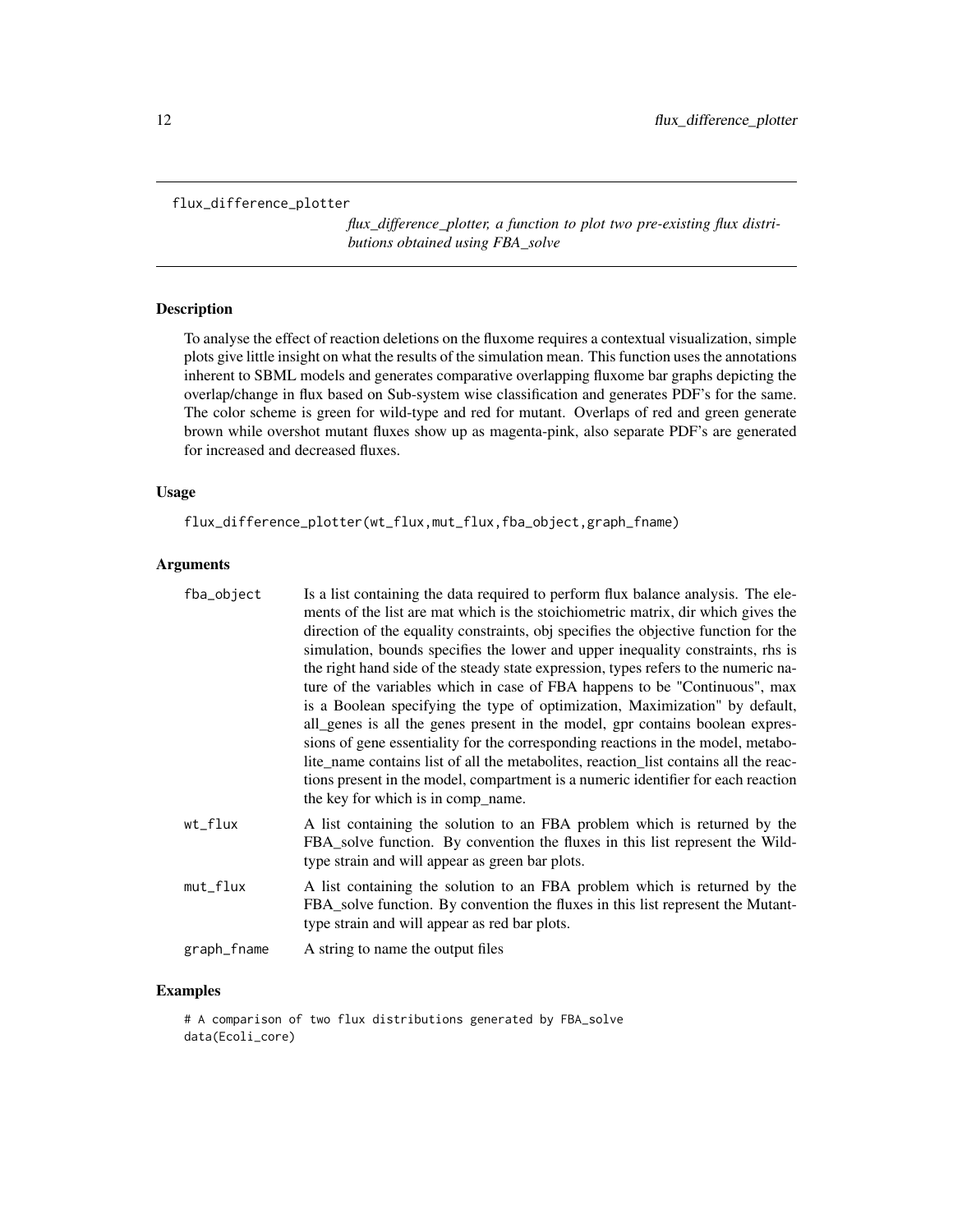flux_difference_plotter

*flux_difference_plotter, a function to plot two pre-existing flux distributions obtained using FBA_solve*

## Description

To analyse the effect of reaction deletions on the fluxome requires a contextual visualization, simple plots give little insight on what the results of the simulation mean. This function uses the annotations inherent to SBML models and generates comparative overlapping fluxome bar graphs depicting the overlap/change in flux based on Sub-system wise classification and generates PDF's for the same. The color scheme is green for wild-type and red for mutant. Overlaps of red and green generate brown while overshot mutant fluxes show up as magenta-pink, also separate PDF's are generated for increased and decreased fluxes.

## Usage

```
flux_difference_plotter(wt_flux,mut_flux,fba_object,graph_fname)
```

## Arguments

| | |
|---|---|
| fba_object | Is a list containing the data required to perform flux balance analysis. The elements of the list are mat which is the stoichiometric matrix, dir which gives the direction of the equality constraints, obj specifies the objective function for the simulation, bounds specifies the lower and upper inequality constraints, rhs is the right hand side of the steady state expression, types refers to the numeric nature of the variables which in case of FBA happens to be "Continuous", max is a Boolean specifying the type of optimization, Maximization" by default, all_genes is all the genes present in the model, gpr contains boolean expressions of gene essentiality for the corresponding reactions in the model, metabolite_name contains list of all the metabolites, reaction_list contains all the reactions present in the model, compartment is a numeric identifier for each reaction the key for which is in comp_name. |
| wt_flux | A list containing the solution to an FBA problem which is returned by the FBA_solve function. By convention the fluxes in this list represent the Wild-type strain and will appear as green bar plots. |
| mut_flux | A list containing the solution to an FBA problem which is returned by the FBA_solve function. By convention the fluxes in this list represent the Mutant-type strain and will appear as red bar plots. |
| graph_fname | A string to name the output files |

## Examples

```
# A comparison of two flux distributions generated by FBA_solve
data(Ecoli_core)
```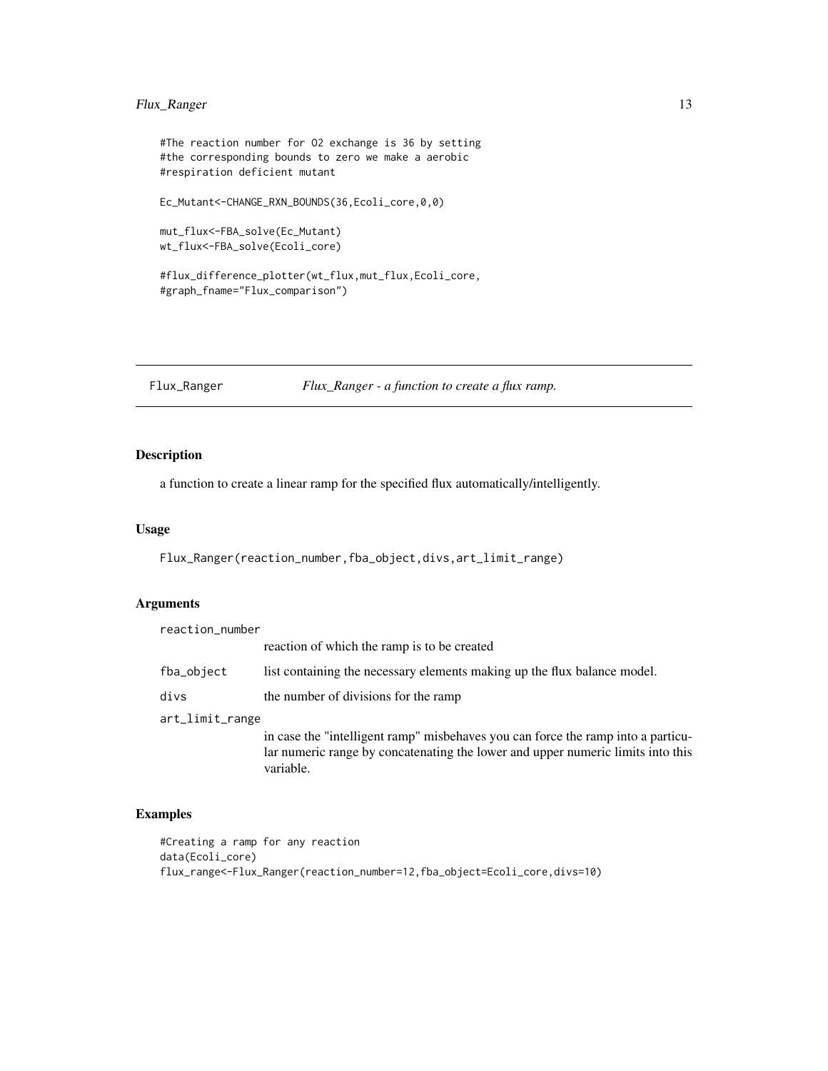```
#The reaction number for O2 exchange is 36 by setting
#the corresponding bounds to zero we make a aerobic
#respiration deficient mutant

Ec_Mutant<-CHANGE_RXN_BOUNDS(36,Ecoli_core,0,0)

mut_flux<-FBA_solve(Ec_Mutant)
wt_flux<-FBA_solve(Ecoli_core)

#flux_difference_plotter(wt_flux,mut_flux,Ecoli_core,
#graph_fname="Flux_comparison")
```

---

# Flux_Ranger — *Flux_Ranger - a function to create a flux ramp.*

## Description

a function to create a linear ramp for the specified flux automatically/intelligently.

## Usage

```
Flux_Ranger(reaction_number,fba_object,divs,art_limit_range)
```

## Arguments

| Argument | Description |
|---|---|
| reaction_number | reaction of which the ramp is to be created |
| fba_object | list containing the necessary elements making up the flux balance model. |
| divs | the number of divisions for the ramp |
| art_limit_range | in case the "intelligent ramp" misbehaves you can force the ramp into a particular numeric range by concatenating the lower and upper numeric limits into this variable. |

## Examples

```
#Creating a ramp for any reaction
data(Ecoli_core)
flux_range<-Flux_Ranger(reaction_number=12,fba_object=Ecoli_core,divs=10)
```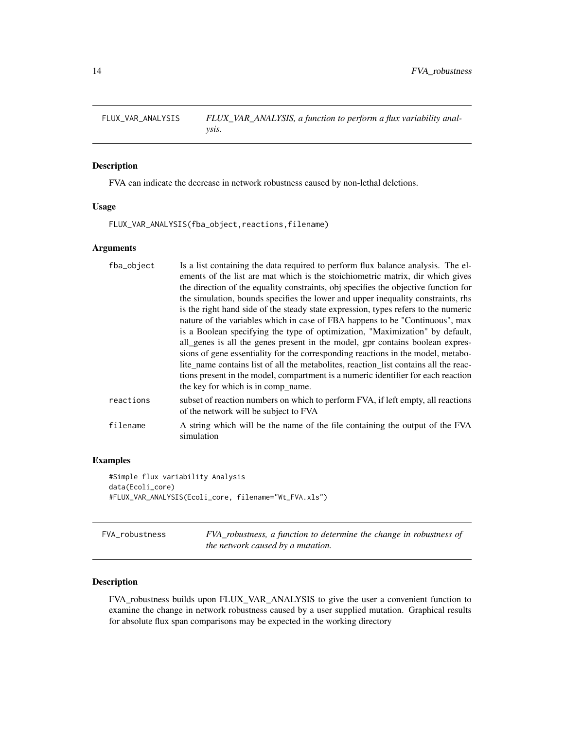## FLUX_VAR_ANALYSIS — *FLUX_VAR_ANALYSIS, a function to perform a flux variability analysis.*

### Description

FVA can indicate the decrease in network robustness caused by non-lethal deletions.

### Usage

```
FLUX_VAR_ANALYSIS(fba_object,reactions,filename)
```

### Arguments

| | |
|---|---|
| fba_object | Is a list containing the data required to perform flux balance analysis. The elements of the list are mat which is the stoichiometric matrix, dir which gives the direction of the equality constraints, obj specifies the objective function for the simulation, bounds specifies the lower and upper inequality constraints, rhs is the right hand side of the steady state expression, types refers to the numeric nature of the variables which in case of FBA happens to be "Continuous", max is a Boolean specifying the type of optimization, "Maximization" by default, all_genes is all the genes present in the model, gpr contains boolean expressions of gene essentiality for the corresponding reactions in the model, metabolite_name contains list of all the metabolites, reaction_list contains all the reactions present in the model, compartment is a numeric identifier for each reaction the key for which is in comp_name. |
| reactions | subset of reaction numbers on which to perform FVA, if left empty, all reactions of the network will be subject to FVA |
| filename | A string which will be the name of the file containing the output of the FVA simulation |

### Examples

```
#Simple flux variability Analysis
data(Ecoli_core)
#FLUX_VAR_ANALYSIS(Ecoli_core, filename="Wt_FVA.xls")
```

## FVA_robustness — *FVA_robustness, a function to determine the change in robustness of the network caused by a mutation.*

### Description

FVA_robustness builds upon FLUX_VAR_ANALYSIS to give the user a convenient function to examine the change in network robustness caused by a user supplied mutation. Graphical results for absolute flux span comparisons may be expected in the working directory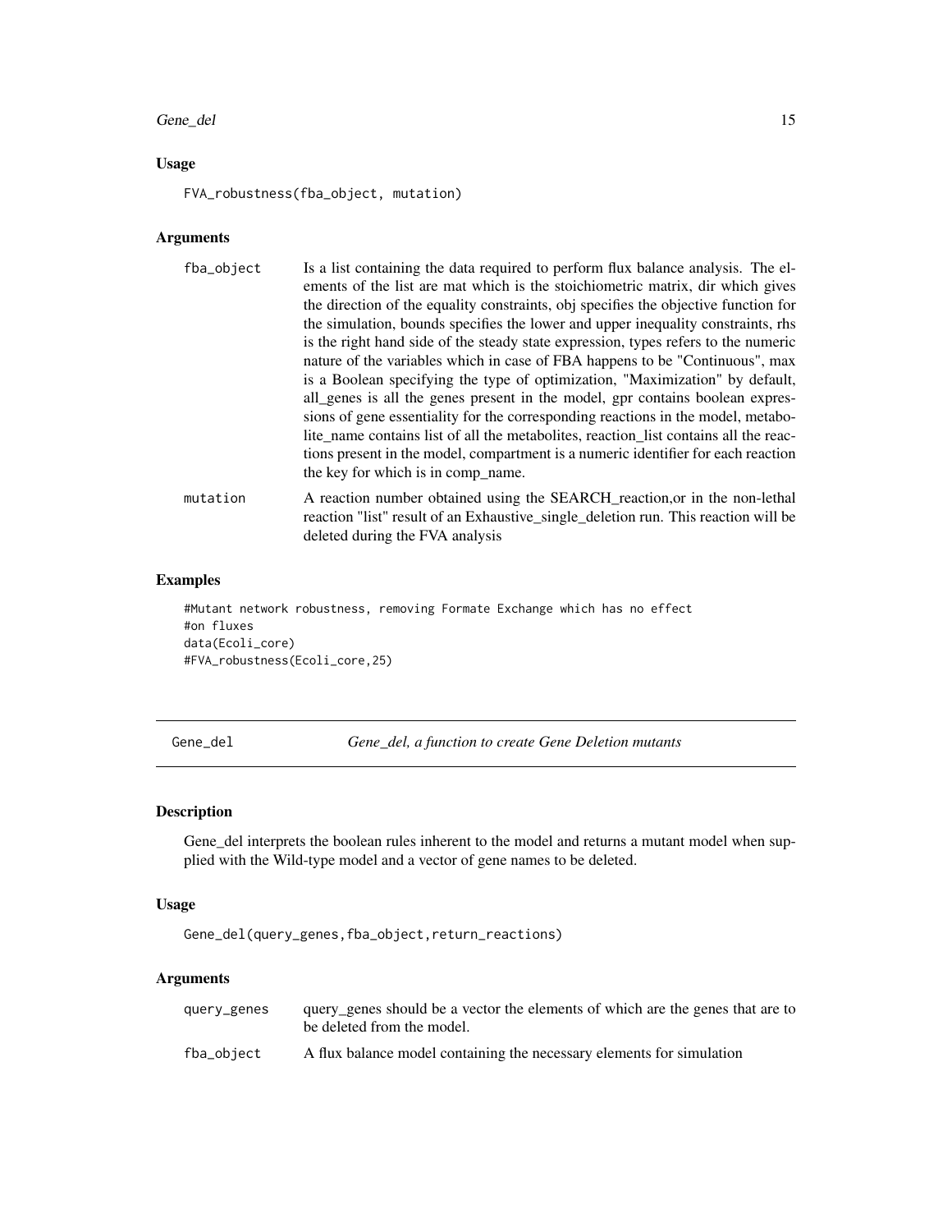### Usage

```
FVA_robustness(fba_object, mutation)
```

### Arguments

| | |
|---|---|
| fba_object | Is a list containing the data required to perform flux balance analysis. The elements of the list are mat which is the stoichiometric matrix, dir which gives the direction of the equality constraints, obj specifies the objective function for the simulation, bounds specifies the lower and upper inequality constraints, rhs is the right hand side of the steady state expression, types refers to the numeric nature of the variables which in case of FBA happens to be "Continuous", max is a Boolean specifying the type of optimization, "Maximization" by default, all_genes is all the genes present in the model, gpr contains boolean expressions of gene essentiality for the corresponding reactions in the model, metabolite_name contains list of all the metabolites, reaction_list contains all the reactions present in the model, compartment is a numeric identifier for each reaction the key for which is in comp_name. |
| mutation | A reaction number obtained using the SEARCH_reaction,or in the non-lethal reaction "list" result of an Exhaustive_single_deletion run. This reaction will be deleted during the FVA analysis |

### Examples

```
#Mutant network robustness, removing Formate Exchange which has no effect
#on fluxes
data(Ecoli_core)
#FVA_robustness(Ecoli_core,25)
```

---

## Gene_del — *Gene_del, a function to create Gene Deletion mutants*

### Description

Gene_del interprets the boolean rules inherent to the model and returns a mutant model when supplied with the Wild-type model and a vector of gene names to be deleted.

### Usage

```
Gene_del(query_genes,fba_object,return_reactions)
```

### Arguments

| | |
|---|---|
| query_genes | query_genes should be a vector the elements of which are the genes that are to be deleted from the model. |
| fba_object | A flux balance model containing the necessary elements for simulation |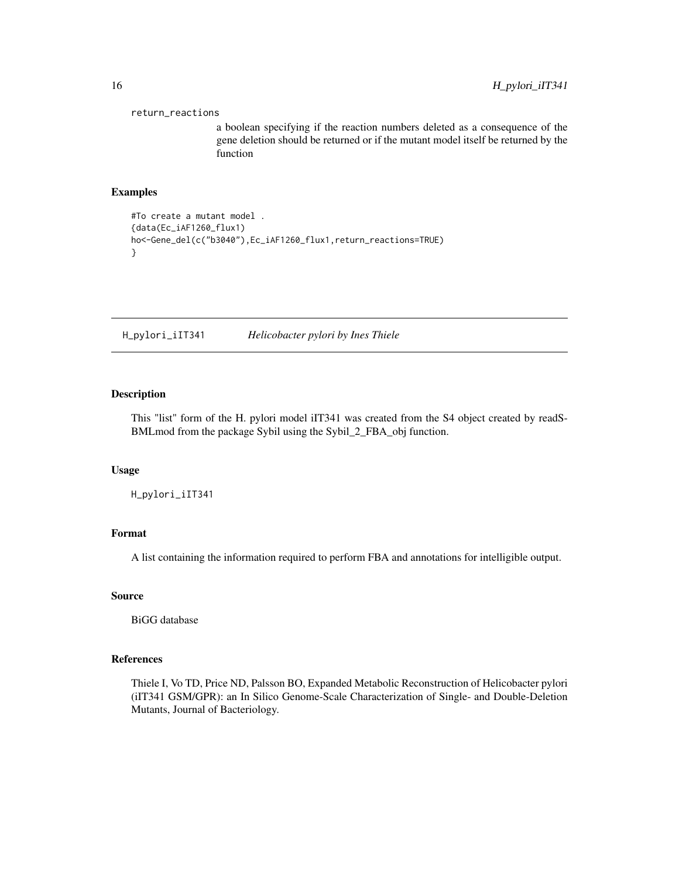return_reactions
: a boolean specifying if the reaction numbers deleted as a consequence of the gene deletion should be returned or if the mutant model itself be returned by the function

### Examples

```
#To create a mutant model .
{data(Ec_iAF1260_flux1)
ho<-Gene_del(c("b3040"),Ec_iAF1260_flux1,return_reactions=TRUE)
}
```

---

## H_pylori_iIT341 — *Helicobacter pylori by Ines Thiele*

### Description

This "list" form of the H. pylori model iIT341 was created from the S4 object created by readSBMLmod from the package Sybil using the Sybil_2_FBA_obj function.

### Usage

```
H_pylori_iIT341
```

### Format

A list containing the information required to perform FBA and annotations for intelligible output.

### Source

BiGG database

### References

Thiele I, Vo TD, Price ND, Palsson BO, Expanded Metabolic Reconstruction of Helicobacter pylori (iIT341 GSM/GPR): an In Silico Genome-Scale Characterization of Single- and Double-Deletion Mutants, Journal of Bacteriology.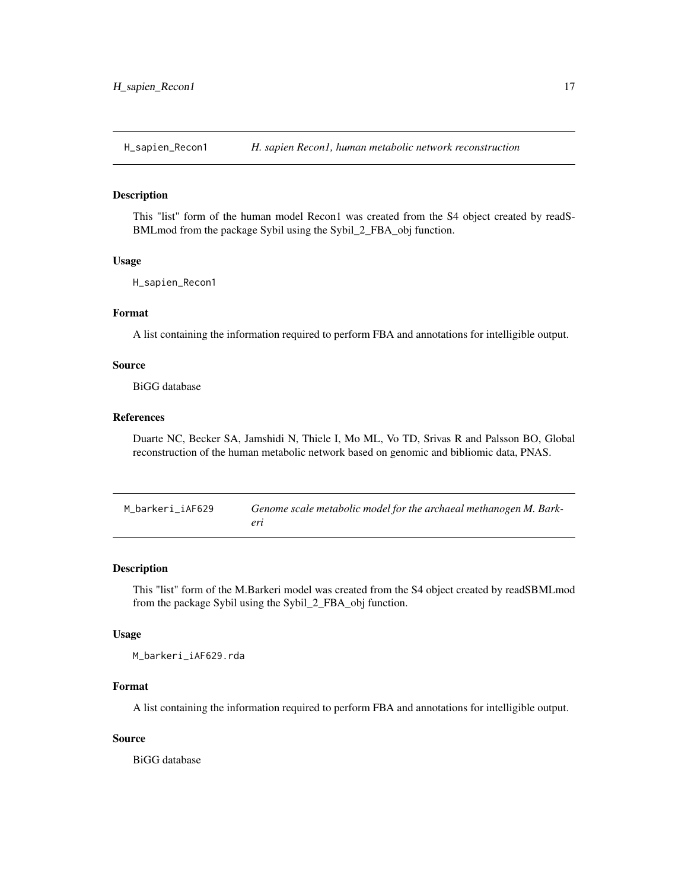## H_sapien_Recon1 — *H. sapien Recon1, human metabolic network reconstruction*

### Description

This "list" form of the human model Recon1 was created from the S4 object created by readSBMLmod from the package Sybil using the Sybil_2_FBA_obj function.

### Usage

```
H_sapien_Recon1
```

### Format

A list containing the information required to perform FBA and annotations for intelligible output.

### Source

BiGG database

### References

Duarte NC, Becker SA, Jamshidi N, Thiele I, Mo ML, Vo TD, Srivas R and Palsson BO, Global reconstruction of the human metabolic network based on genomic and bibliomic data, PNAS.

## M_barkeri_iAF629 — *Genome scale metabolic model for the archaeal methanogen M. Barkeri*

### Description

This "list" form of the M.Barkeri model was created from the S4 object created by readSBMLmod from the package Sybil using the Sybil_2_FBA_obj function.

### Usage

```
M_barkeri_iAF629.rda
```

### Format

A list containing the information required to perform FBA and annotations for intelligible output.

### Source

BiGG database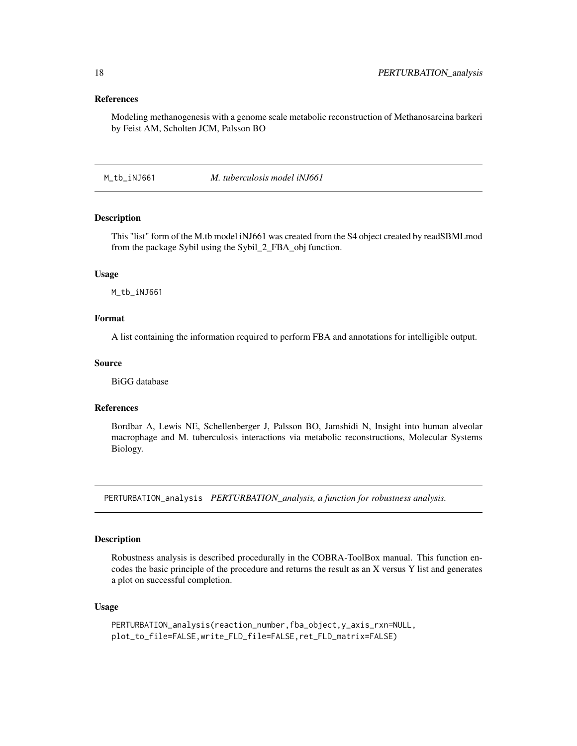### References

Modeling methanogenesis with a genome scale metabolic reconstruction of Methanosarcina barkeri by Feist AM, Scholten JCM, Palsson BO

---

## M_tb_iNJ661 *M. tuberculosis model iNJ661*

### Description

This "list" form of the M.tb model iNJ661 was created from the S4 object created by readSBMLmod from the package Sybil using the Sybil_2_FBA_obj function.

### Usage

```
M_tb_iNJ661
```

### Format

A list containing the information required to perform FBA and annotations for intelligible output.

### Source

BiGG database

### References

Bordbar A, Lewis NE, Schellenberger J, Palsson BO, Jamshidi N, Insight into human alveolar macrophage and M. tuberculosis interactions via metabolic reconstructions, Molecular Systems Biology.

---

## PERTURBATION_analysis *PERTURBATION_analysis, a function for robustness analysis.*

### Description

Robustness analysis is described procedurally in the COBRA-ToolBox manual. This function encodes the basic principle of the procedure and returns the result as an X versus Y list and generates a plot on successful completion.

### Usage

```
PERTURBATION_analysis(reaction_number,fba_object,y_axis_rxn=NULL,
plot_to_file=FALSE,write_FLD_file=FALSE,ret_FLD_matrix=FALSE)
```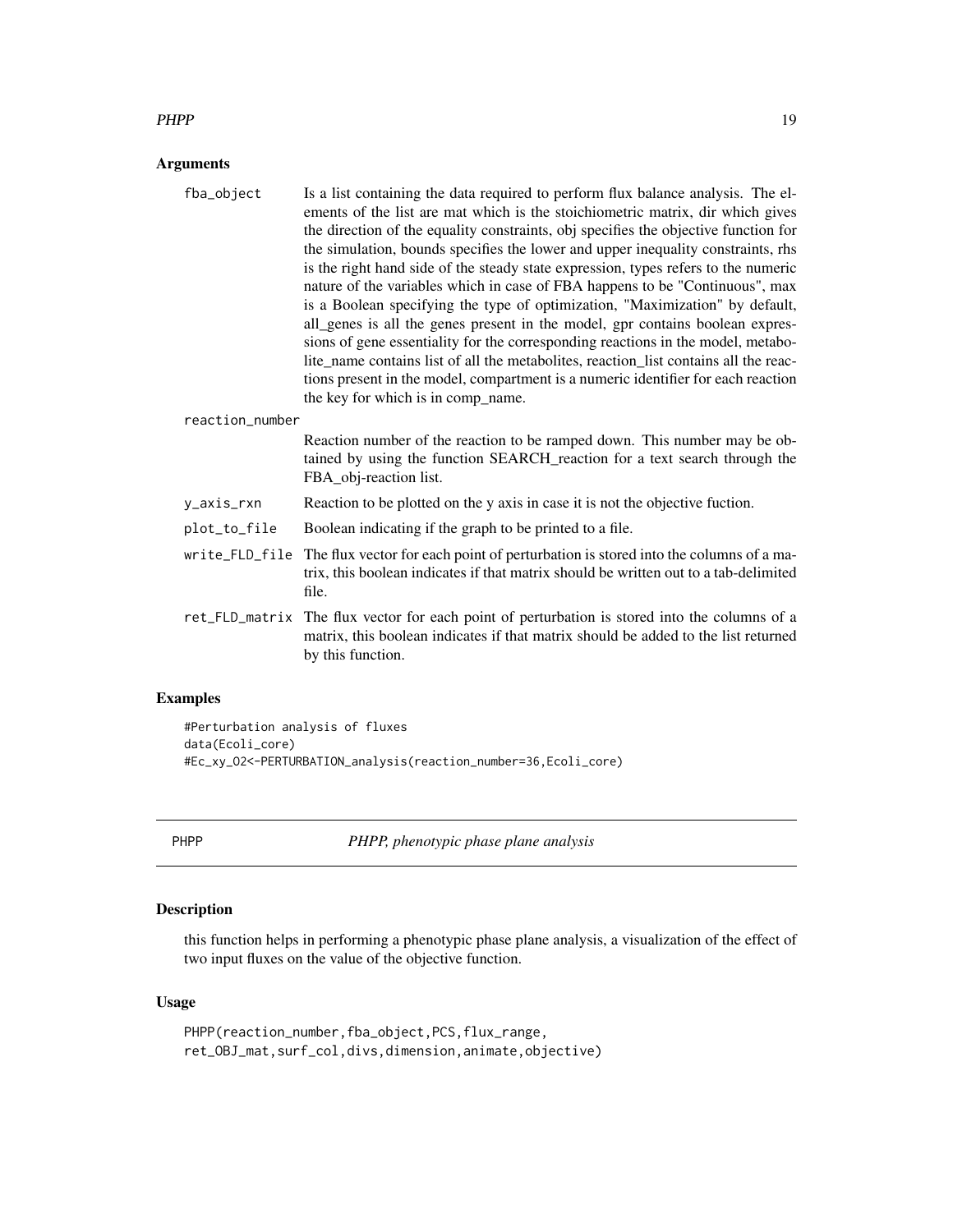## Arguments

fba_object
: Is a list containing the data required to perform flux balance analysis. The elements of the list are mat which is the stoichiometric matrix, dir which gives the direction of the equality constraints, obj specifies the objective function for the simulation, bounds specifies the lower and upper inequality constraints, rhs is the right hand side of the steady state expression, types refers to the numeric nature of the variables which in case of FBA happens to be "Continuous", max is a Boolean specifying the type of optimization, "Maximization" by default, all_genes is all the genes present in the model, gpr contains boolean expressions of gene essentiality for the corresponding reactions in the model, metabolite_name contains list of all the metabolites, reaction_list contains all the reactions present in the model, compartment is a numeric identifier for each reaction the key for which is in comp_name.

reaction_number
: Reaction number of the reaction to be ramped down. This number may be obtained by using the function SEARCH_reaction for a text search through the FBA_obj-reaction list.

y_axis_rxn
: Reaction to be plotted on the y axis in case it is not the objective fuction.

plot_to_file
: Boolean indicating if the graph to be printed to a file.

write_FLD_file
: The flux vector for each point of perturbation is stored into the columns of a matrix, this boolean indicates if that matrix should be written out to a tab-delimited file.

ret_FLD_matrix
: The flux vector for each point of perturbation is stored into the columns of a matrix, this boolean indicates if that matrix should be added to the list returned by this function.

## Examples

```
#Perturbation analysis of fluxes
data(Ecoli_core)
#Ec_xy_O2<-PERTURBATION_analysis(reaction_number=36,Ecoli_core)
```

---

PHPP *PHPP, phenotypic phase plane analysis*

## Description

this function helps in performing a phenotypic phase plane analysis, a visualization of the effect of two input fluxes on the value of the objective function.

## Usage

```
PHPP(reaction_number,fba_object,PCS,flux_range,
ret_OBJ_mat,surf_col,divs,dimension,animate,objective)
```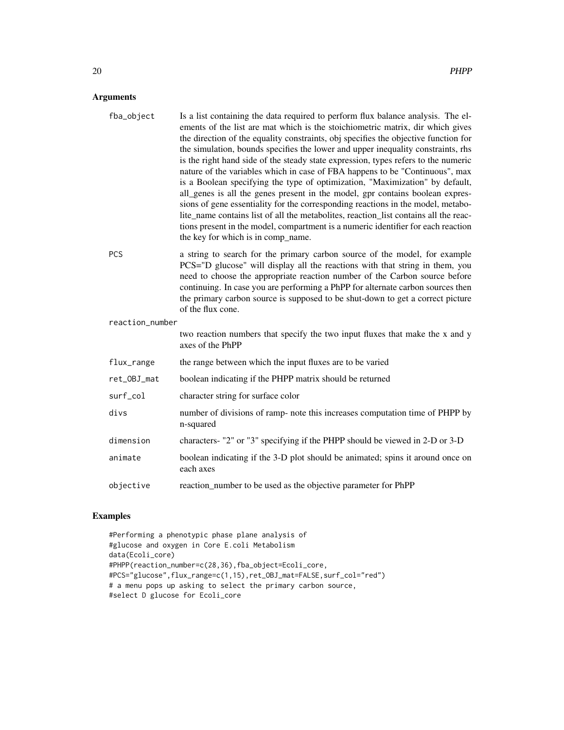## Arguments

| | |
|---|---|
| fba_object | Is a list containing the data required to perform flux balance analysis. The elements of the list are mat which is the stoichiometric matrix, dir which gives the direction of the equality constraints, obj specifies the objective function for the simulation, bounds specifies the lower and upper inequality constraints, rhs is the right hand side of the steady state expression, types refers to the numeric nature of the variables which in case of FBA happens to be "Continuous", max is a Boolean specifying the type of optimization, "Maximization" by default, all_genes is all the genes present in the model, gpr contains boolean expressions of gene essentiality for the corresponding reactions in the model, metabolite_name contains list of all the metabolites, reaction_list contains all the reactions present in the model, compartment is a numeric identifier for each reaction the key for which is in comp_name. |
| PCS | a string to search for the primary carbon source of the model, for example PCS="D glucose" will display all the reactions with that string in them, you need to choose the appropriate reaction number of the Carbon source before continuing. In case you are performing a PhPP for alternate carbon sources then the primary carbon source is supposed to be shut-down to get a correct picture of the flux cone. |
| reaction_number | two reaction numbers that specify the two input fluxes that make the x and y axes of the PhPP |
| flux_range | the range between which the input fluxes are to be varied |
| ret_OBJ_mat | boolean indicating if the PHPP matrix should be returned |
| surf_col | character string for surface color |
| divs | number of divisions of ramp- note this increases computation time of PHPP by n-squared |
| dimension | characters- "2" or "3" specifying if the PHPP should be viewed in 2-D or 3-D |
| animate | boolean indicating if the 3-D plot should be animated; spins it around once on each axes |
| objective | reaction_number to be used as the objective parameter for PhPP |

## Examples

```
#Performing a phenotypic phase plane analysis of
#glucose and oxygen in Core E.coli Metabolism
data(Ecoli_core)
#PHPP(reaction_number=c(28,36),fba_object=Ecoli_core,
#PCS="glucose",flux_range=c(1,15),ret_OBJ_mat=FALSE,surf_col="red")
# a menu pops up asking to select the primary carbon source,
#select D glucose for Ecoli_core
```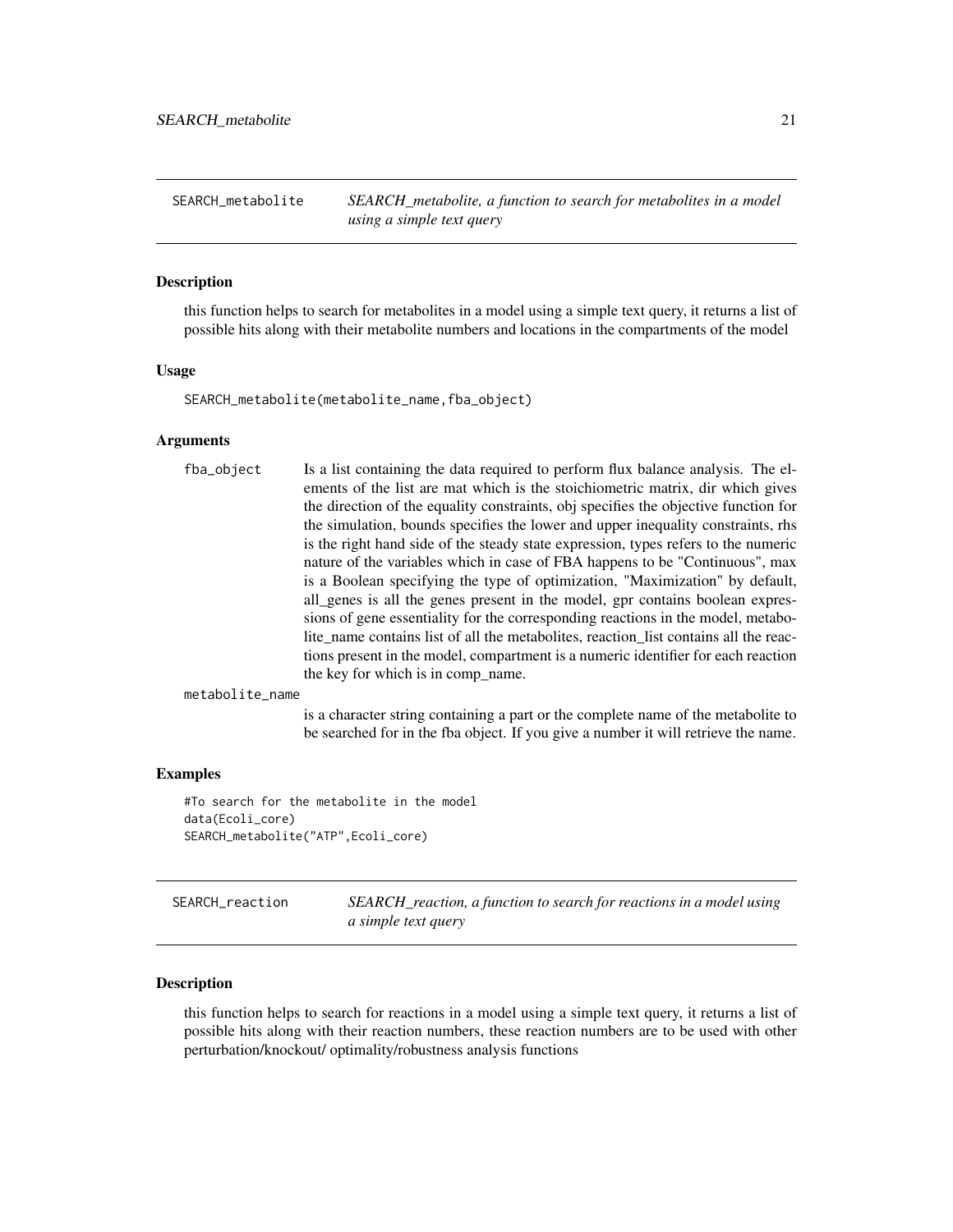## SEARCH_metabolite

*SEARCH_metabolite, a function to search for metabolites in a model using a simple text query*

### Description

this function helps to search for metabolites in a model using a simple text query, it returns a list of possible hits along with their metabolite numbers and locations in the compartments of the model

### Usage

```
SEARCH_metabolite(metabolite_name,fba_object)
```

### Arguments

| | |
|---|---|
| fba_object | Is a list containing the data required to perform flux balance analysis. The elements of the list are mat which is the stoichiometric matrix, dir which gives the direction of the equality constraints, obj specifies the objective function for the simulation, bounds specifies the lower and upper inequality constraints, rhs is the right hand side of the steady state expression, types refers to the numeric nature of the variables which in case of FBA happens to be "Continuous", max is a Boolean specifying the type of optimization, "Maximization" by default, all_genes is all the genes present in the model, gpr contains boolean expressions of gene essentiality for the corresponding reactions in the model, metabolite_name contains list of all the metabolites, reaction_list contains all the reactions present in the model, compartment is a numeric identifier for each reaction the key for which is in comp_name. |
| metabolite_name | is a character string containing a part or the complete name of the metabolite to be searched for in the fba object. If you give a number it will retrieve the name. |

### Examples

```
#To search for the metabolite in the model
data(Ecoli_core)
SEARCH_metabolite("ATP",Ecoli_core)
```

## SEARCH_reaction

*SEARCH_reaction, a function to search for reactions in a model using a simple text query*

### Description

this function helps to search for reactions in a model using a simple text query, it returns a list of possible hits along with their reaction numbers, these reaction numbers are to be used with other perturbation/knockout/ optimality/robustness analysis functions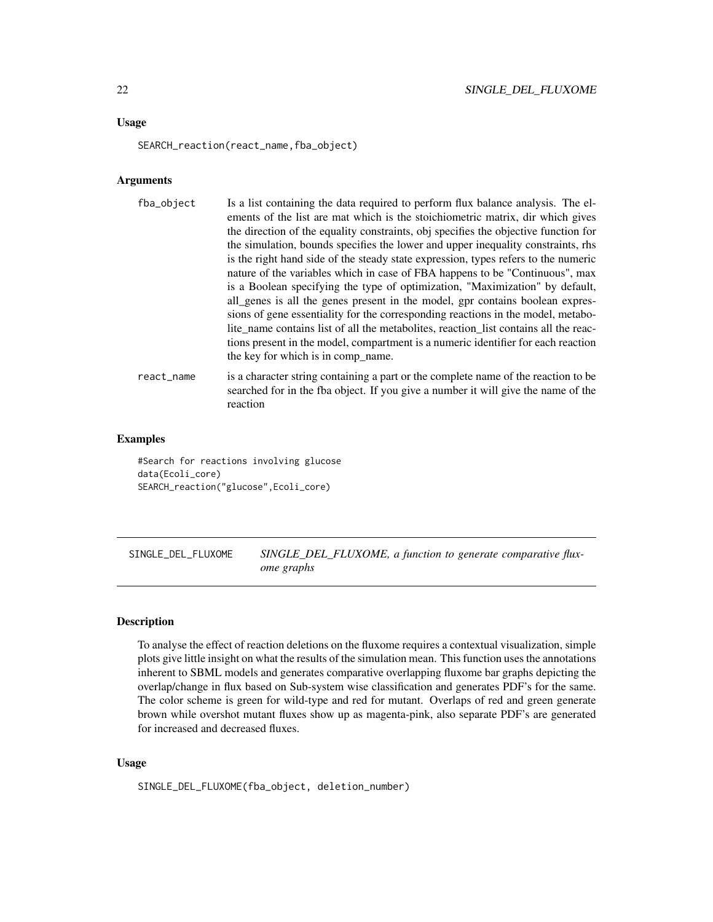### Usage

```
SEARCH_reaction(react_name,fba_object)
```

### Arguments

| | |
|---|---|
| fba_object | Is a list containing the data required to perform flux balance analysis. The elements of the list are mat which is the stoichiometric matrix, dir which gives the direction of the equality constraints, obj specifies the objective function for the simulation, bounds specifies the lower and upper inequality constraints, rhs is the right hand side of the steady state expression, types refers to the numeric nature of the variables which in case of FBA happens to be "Continuous", max is a Boolean specifying the type of optimization, "Maximization" by default, all_genes is all the genes present in the model, gpr contains boolean expressions of gene essentiality for the corresponding reactions in the model, metabolite_name contains list of all the metabolites, reaction_list contains all the reactions present in the model, compartment is a numeric identifier for each reaction the key for which is in comp_name. |
| react_name | is a character string containing a part or the complete name of the reaction to be searched for in the fba object. If you give a number it will give the name of the reaction |

### Examples

```
#Search for reactions involving glucose
data(Ecoli_core)
SEARCH_reaction("glucose",Ecoli_core)
```

---

## SINGLE_DEL_FLUXOME

*SINGLE_DEL_FLUXOME, a function to generate comparative fluxome graphs*

---

### Description

To analyse the effect of reaction deletions on the fluxome requires a contextual visualization, simple plots give little insight on what the results of the simulation mean. This function uses the annotations inherent to SBML models and generates comparative overlapping fluxome bar graphs depicting the overlap/change in flux based on Sub-system wise classification and generates PDF's for the same. The color scheme is green for wild-type and red for mutant. Overlaps of red and green generate brown while overshot mutant fluxes show up as magenta-pink, also separate PDF's are generated for increased and decreased fluxes.

### Usage

```
SINGLE_DEL_FLUXOME(fba_object, deletion_number)
```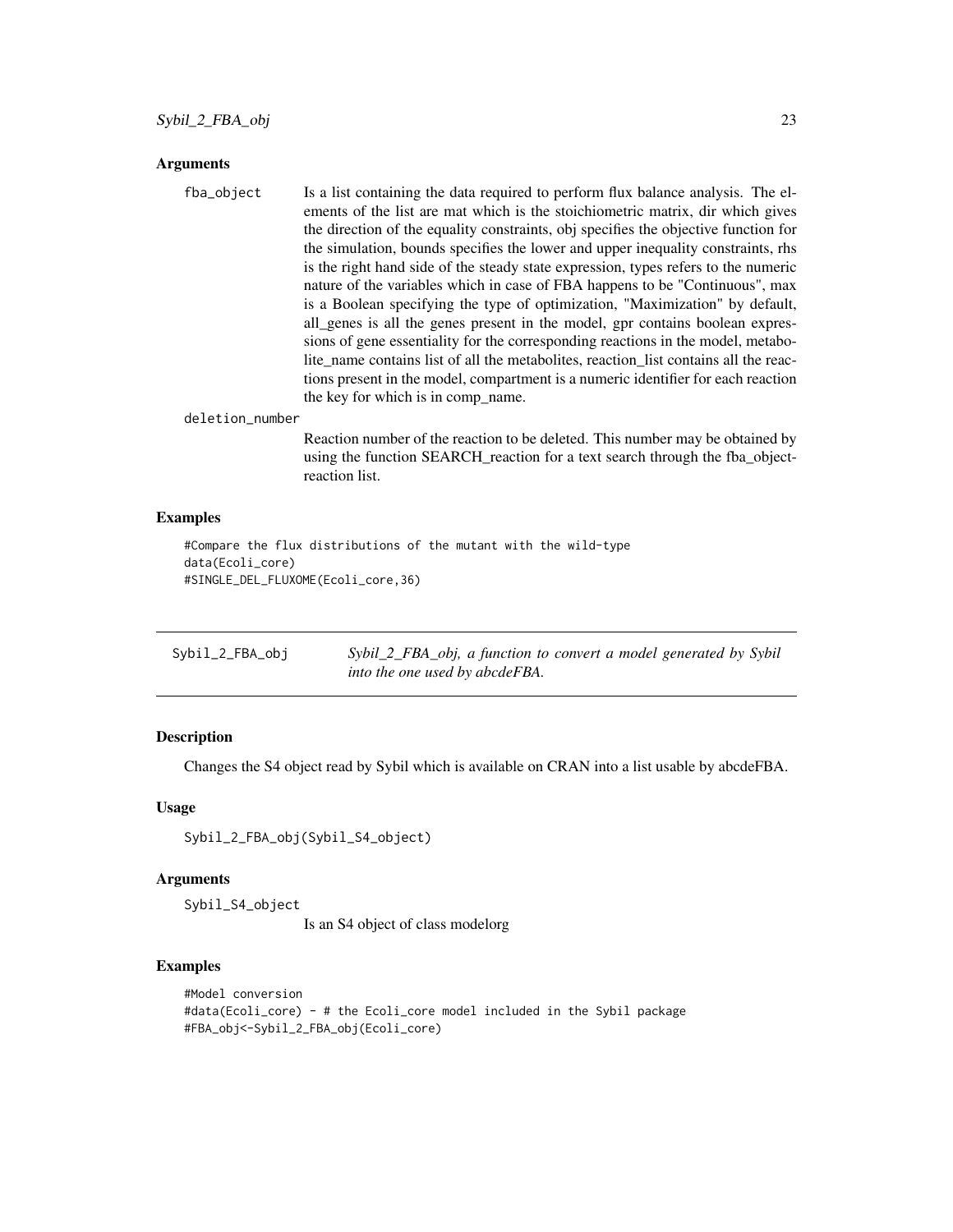### Arguments

**fba_object** Is a list containing the data required to perform flux balance analysis. The elements of the list are mat which is the stoichiometric matrix, dir which gives the direction of the equality constraints, obj specifies the objective function for the simulation, bounds specifies the lower and upper inequality constraints, rhs is the right hand side of the steady state expression, types refers to the numeric nature of the variables which in case of FBA happens to be "Continuous", max is a Boolean specifying the type of optimization, "Maximization" by default, all_genes is all the genes present in the model, gpr contains boolean expressions of gene essentiality for the corresponding reactions in the model, metabolite_name contains list of all the metabolites, reaction_list contains all the reactions present in the model, compartment is a numeric identifier for each reaction the key for which is in comp_name.

**deletion_number** Reaction number of the reaction to be deleted. This number may be obtained by using the function SEARCH_reaction for a text search through the fba_object-reaction list.

### Examples

```
#Compare the flux distributions of the mutant with the wild-type
data(Ecoli_core)
#SINGLE_DEL_FLUXOME(Ecoli_core,36)
```

---

## Sybil_2_FBA_obj — *Sybil_2_FBA_obj, a function to convert a model generated by Sybil into the one used by abcdeFBA.*

### Description

Changes the S4 object read by Sybil which is available on CRAN into a list usable by abcdeFBA.

### Usage

```
Sybil_2_FBA_obj(Sybil_S4_object)
```

### Arguments

**Sybil_S4_object** Is an S4 object of class modelorg

### Examples

```
#Model conversion
#data(Ecoli_core) - # the Ecoli_core model included in the Sybil package
#FBA_obj<-Sybil_2_FBA_obj(Ecoli_core)
```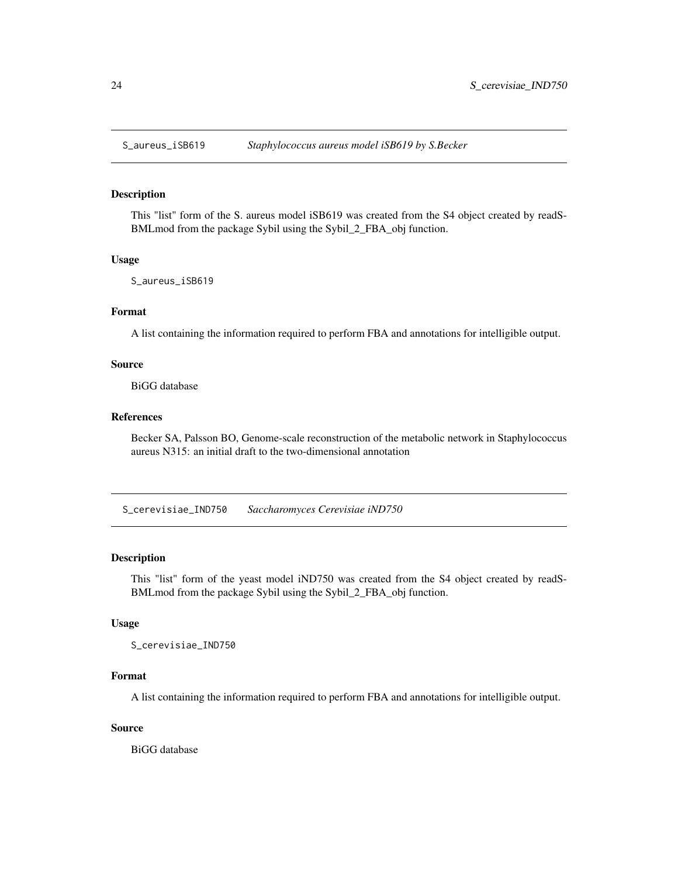## S_aureus_iSB619 — *Staphylococcus aureus model iSB619 by S.Becker*

### Description

This "list" form of the S. aureus model iSB619 was created from the S4 object created by readSBMLmod from the package Sybil using the Sybil_2_FBA_obj function.

### Usage

```
S_aureus_iSB619
```

### Format

A list containing the information required to perform FBA and annotations for intelligible output.

### Source

BiGG database

### References

Becker SA, Palsson BO, Genome-scale reconstruction of the metabolic network in Staphylococcus aureus N315: an initial draft to the two-dimensional annotation

## S_cerevisiae_IND750 — *Saccharomyces Cerevisiae iND750*

### Description

This "list" form of the yeast model iND750 was created from the S4 object created by readSBMLmod from the package Sybil using the Sybil_2_FBA_obj function.

### Usage

```
S_cerevisiae_IND750
```

### Format

A list containing the information required to perform FBA and annotations for intelligible output.

### Source

BiGG database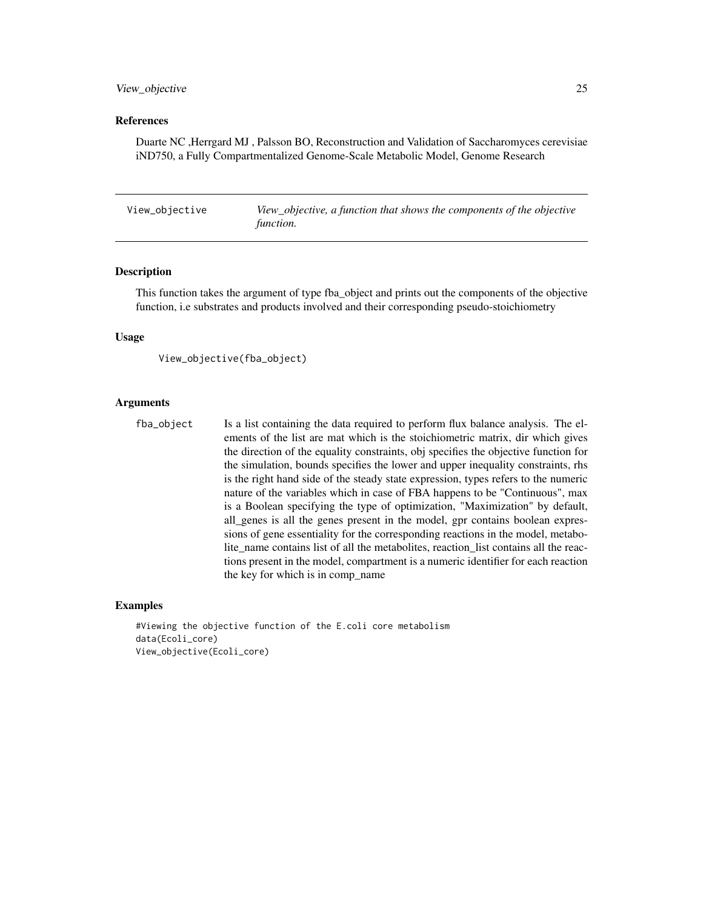### References

Duarte NC ,Herrgard MJ , Palsson BO, Reconstruction and Validation of Saccharomyces cerevisiae iND750, a Fully Compartmentalized Genome-Scale Metabolic Model, Genome Research

---

## View_objective    *View_objective, a function that shows the components of the objective function.*

---

### Description

This function takes the argument of type fba_object and prints out the components of the objective function, i.e substrates and products involved and their corresponding pseudo-stoichiometry

### Usage

```
View_objective(fba_object)
```

### Arguments

| | |
|---|---|
| fba_object | Is a list containing the data required to perform flux balance analysis. The elements of the list are mat which is the stoichiometric matrix, dir which gives the direction of the equality constraints, obj specifies the objective function for the simulation, bounds specifies the lower and upper inequality constraints, rhs is the right hand side of the steady state expression, types refers to the numeric nature of the variables which in case of FBA happens to be "Continuous", max is a Boolean specifying the type of optimization, "Maximization" by default, all_genes is all the genes present in the model, gpr contains boolean expressions of gene essentiality for the corresponding reactions in the model, metabolite_name contains list of all the metabolites, reaction_list contains all the reactions present in the model, compartment is a numeric identifier for each reaction the key for which is in comp_name |

### Examples

```
#Viewing the objective function of the E.coli core metabolism
data(Ecoli_core)
View_objective(Ecoli_core)
```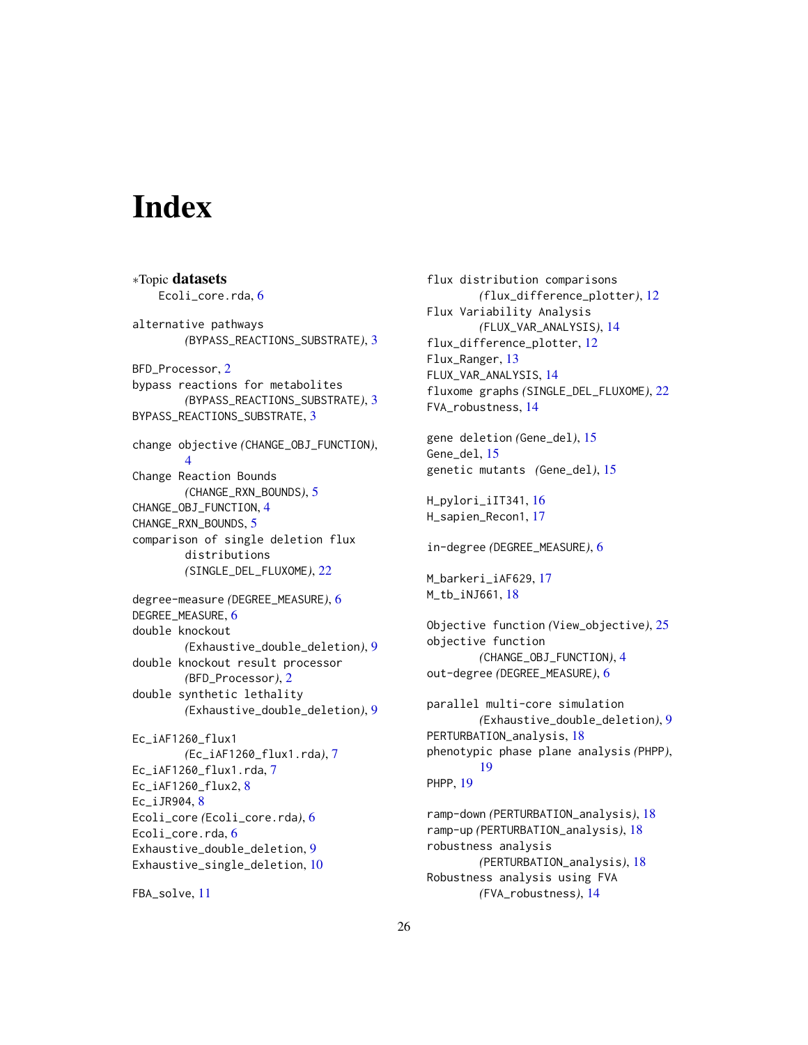# Index

∗Topic **datasets**
  Ecoli_core.rda, 6

alternative pathways
  (BYPASS_REACTIONS_SUBSTRATE), 3

BFD_Processor, 2
bypass reactions for metabolites
  (BYPASS_REACTIONS_SUBSTRATE), 3
BYPASS_REACTIONS_SUBSTRATE, 3

change objective (CHANGE_OBJ_FUNCTION), 4
Change Reaction Bounds
  (CHANGE_RXN_BOUNDS), 5
CHANGE_OBJ_FUNCTION, 4
CHANGE_RXN_BOUNDS, 5
comparison of single deletion flux distributions
  (SINGLE_DEL_FLUXOME), 22

degree-measure (DEGREE_MEASURE), 6
DEGREE_MEASURE, 6
double knockout
  (Exhaustive_double_deletion), 9
double knockout result processor
  (BFD_Processor), 2
double synthetic lethality
  (Exhaustive_double_deletion), 9

Ec_iAF1260_flux1
  (Ec_iAF1260_flux1.rda), 7
Ec_iAF1260_flux1.rda, 7
Ec_iAF1260_flux2, 8
Ec_iJR904, 8
Ecoli_core (Ecoli_core.rda), 6
Ecoli_core.rda, 6
Exhaustive_double_deletion, 9
Exhaustive_single_deletion, 10

FBA_solve, 11

flux distribution comparisons
  (flux_difference_plotter), 12
Flux Variability Analysis
  (FLUX_VAR_ANALYSIS), 14
flux_difference_plotter, 12
Flux_Ranger, 13
FLUX_VAR_ANALYSIS, 14
fluxome graphs (SINGLE_DEL_FLUXOME), 22
FVA_robustness, 14

gene deletion (Gene_del), 15
Gene_del, 15
genetic mutants (Gene_del), 15

H_pylori_iIT341, 16
H_sapien_Recon1, 17

in-degree (DEGREE_MEASURE), 6

M_barkeri_iAF629, 17
M_tb_iNJ661, 18

Objective function (View_objective), 25
objective function
  (CHANGE_OBJ_FUNCTION), 4
out-degree (DEGREE_MEASURE), 6

parallel multi-core simulation
  (Exhaustive_double_deletion), 9
PERTURBATION_analysis, 18
phenotypic phase plane analysis (PHPP), 19
PHPP, 19

ramp-down (PERTURBATION_analysis), 18
ramp-up (PERTURBATION_analysis), 18
robustness analysis
  (PERTURBATION_analysis), 18
Robustness analysis using FVA
  (FVA_robustness), 14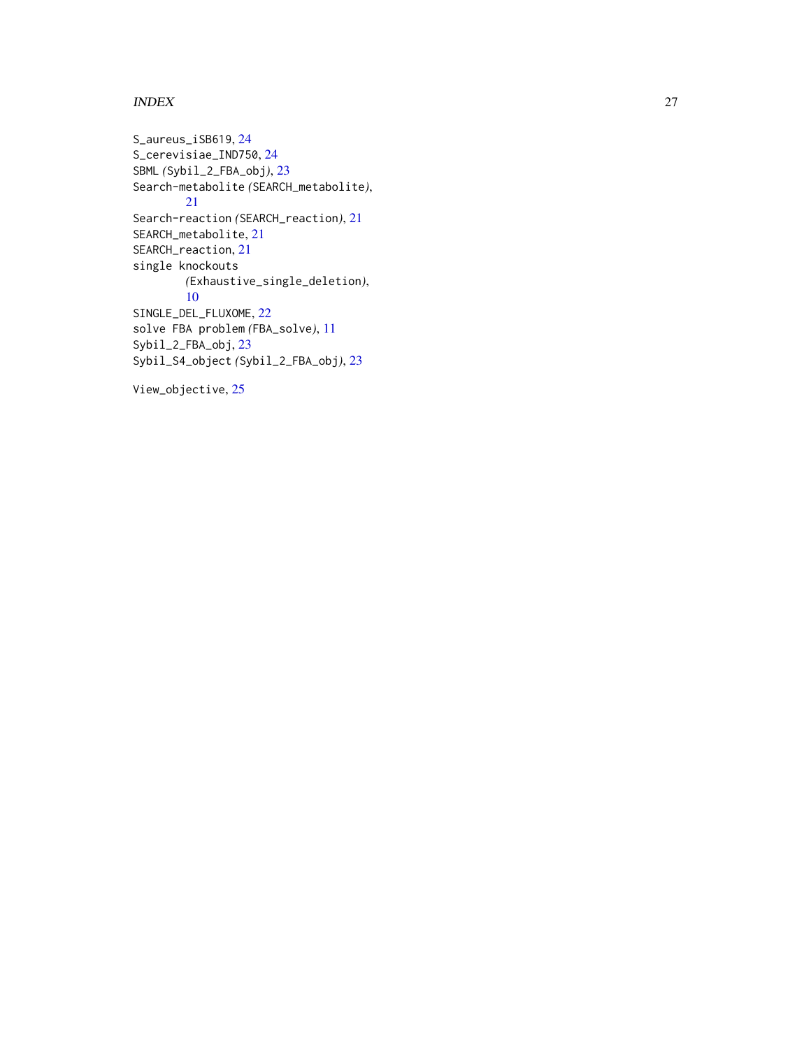S_aureus_iSB619, 24
S_cerevisiae_IND750, 24
SBML (Sybil_2_FBA_obj), 23
Search-metabolite (SEARCH_metabolite), 21
Search-reaction (SEARCH_reaction), 21
SEARCH_metabolite, 21
SEARCH_reaction, 21
single knockouts (Exhaustive_single_deletion), 10
SINGLE_DEL_FLUXOME, 22
solve FBA problem (FBA_solve), 11
Sybil_2_FBA_obj, 23
Sybil_S4_object (Sybil_2_FBA_obj), 23

View_objective, 25